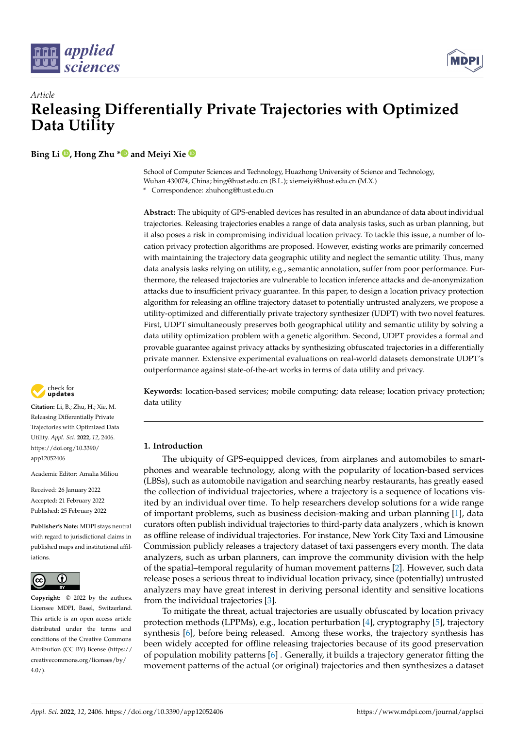*Article*

# Releasing Differentially Private Trajectories with Optimized Data Utility

**Bing Li, Hong Zhu * and Meiyi Xie**

School of Computer Sciences and Technology, Huazhong University of Science and Technology, Wuhan 430074, China; bing@hust.edu.cn (B.L.); xiemeiyi@hust.edu.cn (M.X.)
* Correspondence: zhuhong@hust.edu.cn

**Abstract:** The ubiquity of GPS-enabled devices has resulted in an abundance of data about individual trajectories. Releasing trajectories enables a range of data analysis tasks, such as urban planning, but it also poses a risk in compromising individual location privacy. To tackle this issue, a number of location privacy protection algorithms are proposed. However, existing works are primarily concerned with maintaining the trajectory data geographic utility and neglect the semantic utility. Thus, many data analysis tasks relying on utility, e.g., semantic annotation, suffer from poor performance. Furthermore, the released trajectories are vulnerable to location inference attacks and de-anonymization attacks due to insufficient privacy guarantee. In this paper, to design a location privacy protection algorithm for releasing an offline trajectory dataset to potentially untrusted analyzers, we propose a utility-optimized and differentially private trajectory synthesizer (UDPT) with two novel features. First, UDPT simultaneously preserves both geographical utility and semantic utility by solving a data utility optimization problem with a genetic algorithm. Second, UDPT provides a formal and provable guarantee against privacy attacks by synthesizing obfuscated trajectories in a differentially private manner. Extensive experimental evaluations on real-world datasets demonstrate UDPT's outperformance against state-of-the-art works in terms of data utility and privacy.

**Keywords:** location-based services; mobile computing; data release; location privacy protection; data utility

**Citation:** Li, B.; Zhu, H.; Xie, M. Releasing Differentially Private Trajectories with Optimized Data Utility. *Appl. Sci.* **2022**, *12*, 2406. https://doi.org/10.3390/app12052406

Academic Editor: Amalia Miliou

Received: 26 January 2022
Accepted: 21 February 2022
Published: 25 February 2022

**Publisher's Note:** MDPI stays neutral with regard to jurisdictional claims in published maps and institutional affiliations.

**Copyright:** © 2022 by the authors. Licensee MDPI, Basel, Switzerland. This article is an open access article distributed under the terms and conditions of the Creative Commons Attribution (CC BY) license (https://creativecommons.org/licenses/by/4.0/).

## 1. Introduction

The ubiquity of GPS-equipped devices, from airplanes and automobiles to smartphones and wearable technology, along with the popularity of location-based services (LBSs), such as automobile navigation and searching nearby restaurants, has greatly eased the collection of individual trajectories, where a trajectory is a sequence of locations visited by an individual over time. To help researchers develop solutions for a wide range of important problems, such as business decision-making and urban planning [1], data curators often publish individual trajectories to third-party data analyzers , which is known as offline release of individual trajectories. For instance, New York City Taxi and Limousine Commission publicly releases a trajectory dataset of taxi passengers every month. The data analyzers, such as urban planners, can improve the community division with the help of the spatial–temporal regularity of human movement patterns [2]. However, such data release poses a serious threat to individual location privacy, since (potentially) untrusted analyzers may have great interest in deriving personal identity and sensitive locations from the individual trajectories [3].

To mitigate the threat, actual trajectories are usually obfuscated by location privacy protection methods (LPPMs), e.g., location perturbation [4], cryptography [5], trajectory synthesis [6], before being released. Among these works, the trajectory synthesis has been widely accepted for offline releasing trajectories because of its good preservation of population mobility patterns [6] . Generally, it builds a trajectory generator fitting the movement patterns of the actual (or original) trajectories and then synthesizes a dataset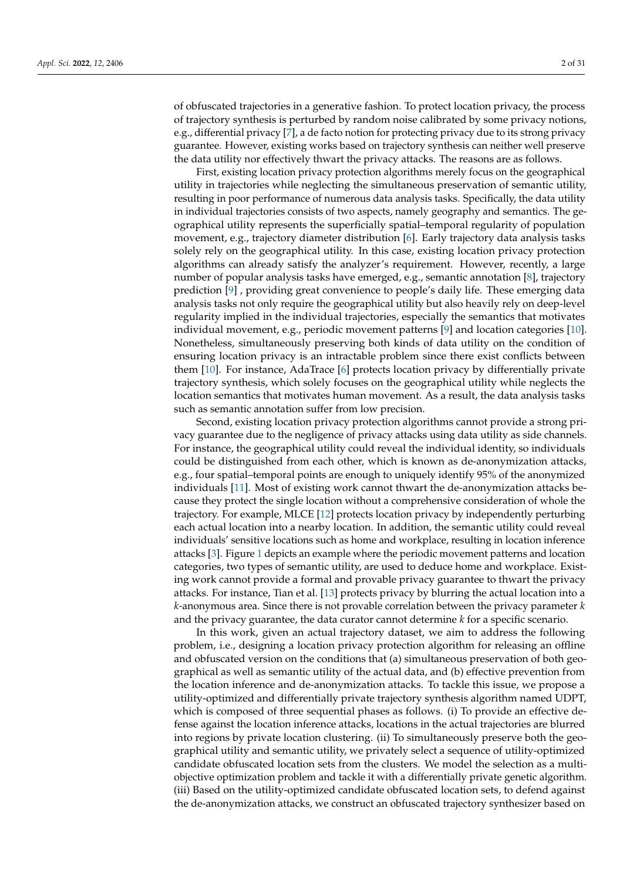of obfuscated trajectories in a generative fashion. To protect location privacy, the process of trajectory synthesis is perturbed by random noise calibrated by some privacy notions, e.g., differential privacy [7], a de facto notion for protecting privacy due to its strong privacy guarantee. However, existing works based on trajectory synthesis can neither well preserve the data utility nor effectively thwart the privacy attacks. The reasons are as follows.

First, existing location privacy protection algorithms merely focus on the geographical utility in trajectories while neglecting the simultaneous preservation of semantic utility, resulting in poor performance of numerous data analysis tasks. Specifically, the data utility in individual trajectories consists of two aspects, namely geography and semantics. The geographical utility represents the superficially spatial–temporal regularity of population movement, e.g., trajectory diameter distribution [6]. Early trajectory data analysis tasks solely rely on the geographical utility. In this case, existing location privacy protection algorithms can already satisfy the analyzer's requirement. However, recently, a large number of popular analysis tasks have emerged, e.g., semantic annotation [8], trajectory prediction [9] , providing great convenience to people's daily life. These emerging data analysis tasks not only require the geographical utility but also heavily rely on deep-level regularity implied in the individual trajectories, especially the semantics that motivates individual movement, e.g., periodic movement patterns [9] and location categories [10]. Nonetheless, simultaneously preserving both kinds of data utility on the condition of ensuring location privacy is an intractable problem since there exist conflicts between them [10]. For instance, AdaTrace [6] protects location privacy by differentially private trajectory synthesis, which solely focuses on the geographical utility while neglects the location semantics that motivates human movement. As a result, the data analysis tasks such as semantic annotation suffer from low precision.

Second, existing location privacy protection algorithms cannot provide a strong privacy guarantee due to the negligence of privacy attacks using data utility as side channels. For instance, the geographical utility could reveal the individual identity, so individuals could be distinguished from each other, which is known as de-anonymization attacks, e.g., four spatial–temporal points are enough to uniquely identify 95% of the anonymized individuals [11]. Most of existing work cannot thwart the de-anonymization attacks because they protect the single location without a comprehensive consideration of whole the trajectory. For example, MLCE [12] protects location privacy by independently perturbing each actual location into a nearby location. In addition, the semantic utility could reveal individuals' sensitive locations such as home and workplace, resulting in location inference attacks [3]. Figure 1 depicts an example where the periodic movement patterns and location categories, two types of semantic utility, are used to deduce home and workplace. Existing work cannot provide a formal and provable privacy guarantee to thwart the privacy attacks. For instance, Tian et al. [13] protects privacy by blurring the actual location into a $k$-anonymous area. Since there is not provable correlation between the privacy parameter $k$ and the privacy guarantee, the data curator cannot determine $k$ for a specific scenario.

In this work, given an actual trajectory dataset, we aim to address the following problem, i.e., designing a location privacy protection algorithm for releasing an offline and obfuscated version on the conditions that (a) simultaneous preservation of both geographical as well as semantic utility of the actual data, and (b) effective prevention from the location inference and de-anonymization attacks. To tackle this issue, we propose a utility-optimized and differentially private trajectory synthesis algorithm named UDPT, which is composed of three sequential phases as follows. (i) To provide an effective defense against the location inference attacks, locations in the actual trajectories are blurred into regions by private location clustering. (ii) To simultaneously preserve both the geographical utility and semantic utility, we privately select a sequence of utility-optimized candidate obfuscated location sets from the clusters. We model the selection as a multi-objective optimization problem and tackle it with a differentially private genetic algorithm. (iii) Based on the utility-optimized candidate obfuscated location sets, to defend against the de-anonymization attacks, we construct an obfuscated trajectory synthesizer based on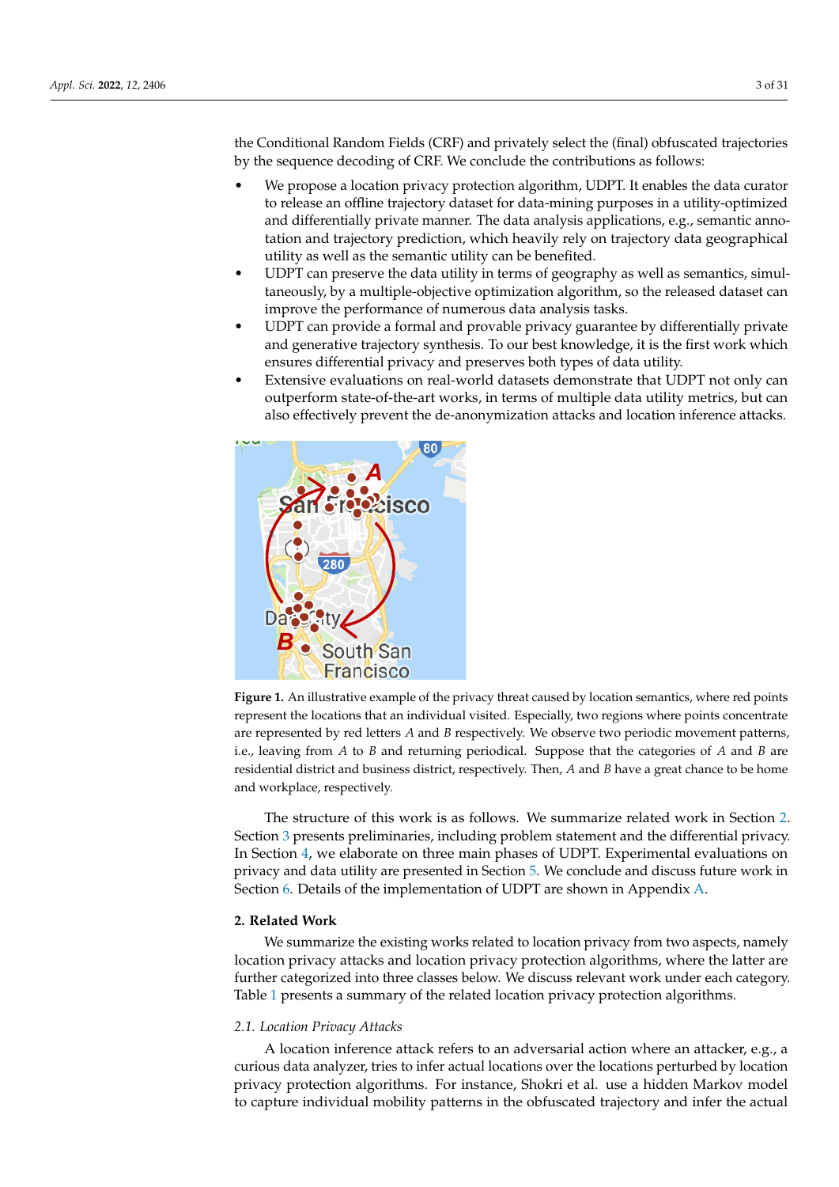the Conditional Random Fields (CRF) and privately select the (final) obfuscated trajectories by the sequence decoding of CRF. We conclude the contributions as follows:

- We propose a location privacy protection algorithm, UDPT. It enables the data curator to release an offline trajectory dataset for data-mining purposes in a utility-optimized and differentially private manner. The data analysis applications, e.g., semantic annotation and trajectory prediction, which heavily rely on trajectory data geographical utility as well as the semantic utility can be benefited.
- UDPT can preserve the data utility in terms of geography as well as semantics, simultaneously, by a multiple-objective optimization algorithm, so the released dataset can improve the performance of numerous data analysis tasks.
- UDPT can provide a formal and provable privacy guarantee by differentially private and generative trajectory synthesis. To our best knowledge, it is the first work which ensures differential privacy and preserves both types of data utility.
- Extensive evaluations on real-world datasets demonstrate that UDPT not only can outperform state-of-the-art works, in terms of multiple data utility metrics, but can also effectively prevent the de-anonymization attacks and location inference attacks.

**Figure 1.** An illustrative example of the privacy threat caused by location semantics, where red points represent the locations that an individual visits. Especially, two regions where points concentrate are represented by red letters *A* and *B* respectively. We observe two periodic movement patterns, i.e., leaving from *A* to *B* and returning periodical. Suppose that the categories of *A* and *B* are residential district and business district, respectively. Then, *A* and *B* have a great chance to be home and workplace, respectively.

The structure of this work is as follows. We summarize related work in Section 2. Section 3 presents preliminaries, including problem statement and the differential privacy. In Section 4, we elaborate on three main phases of UDPT. Experimental evaluations on privacy and data utility are presented in Section 5. We conclude and discuss future work in Section 6. Details of the implementation of UDPT are shown in Appendix A.

## 2. Related Work

We summarize the existing works related to location privacy from two aspects, namely location privacy attacks and location privacy protection algorithms, where the latter are further categorized into three classes below. We discuss relevant work under each category. Table 1 presents a summary of the related location privacy protection algorithms.

### 2.1. Location Privacy Attacks

A location inference attack refers to an adversarial action where an attacker, e.g., a curious data analyzer, tries to infer actual locations over the locations perturbed by location privacy protection algorithms. For instance, Shokri et al. use a hidden Markov model to capture individual mobility patterns in the obfuscated trajectory and infer the actual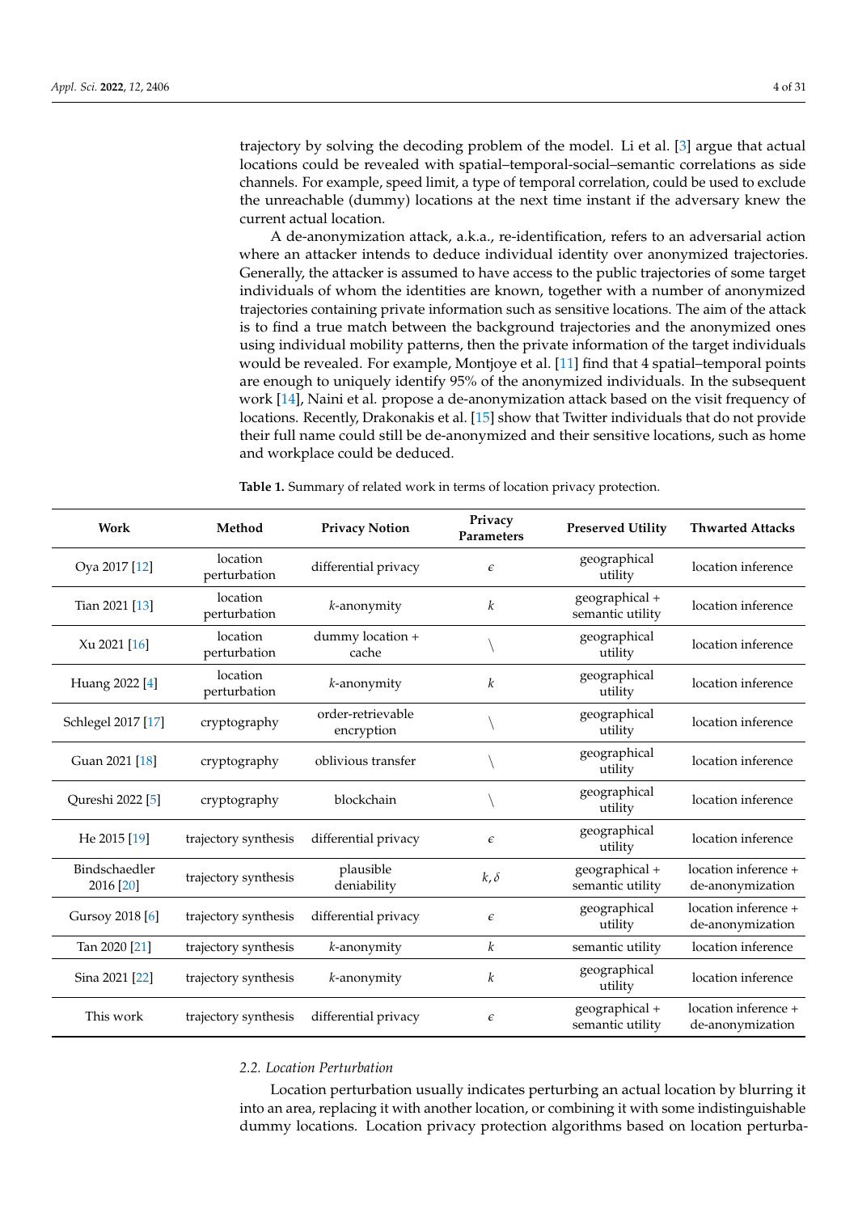trajectory by solving the decoding problem of the model. Li et al. [3] argue that actual locations could be revealed with spatial–temporal-social–semantic correlations as side channels. For example, speed limit, a type of temporal correlation, could be used to exclude the unreachable (dummy) locations at the next time instant if the adversary knew the current actual location.

A de-anonymization attack, a.k.a., re-identification, refers to an adversarial action where an attacker intends to deduce individual identity over anonymized trajectories. Generally, the attacker is assumed to have access to the public trajectories of some target individuals of whom the identities are known, together with a number of anonymized trajectories containing private information such as sensitive locations. The aim of the attack is to find a true match between the background trajectories and the anonymized ones using individual mobility patterns, then the private information of the target individuals would be revealed. For example, Montjoye et al. [11] find that 4 spatial–temporal points are enough to uniquely identify 95% of the anonymized individuals. In the subsequent work [14], Naini et al. propose a de-anonymization attack based on the visit frequency of locations. Recently, Drakonakis et al. [15] show that Twitter individuals that do not provide their full name could still be de-anonymized and their sensitive locations, such as home and workplace could be deduced.

**Table 1.** Summary of related work in terms of location privacy protection.

| Work | Method | Privacy Notion | Privacy Parameters | Preserved Utility | Thwarted Attacks |
|---|---|---|---|---|---|
| Oya 2017 [12] | location perturbation | differential privacy | $\epsilon$ | geographical utility | location inference |
| Tian 2021 [13] | location perturbation | $k$-anonymity | $k$ | geographical + semantic utility | location inference |
| Xu 2021 [16] | location perturbation | dummy location + cache | \ | geographical utility | location inference |
| Huang 2022 [4] | location perturbation | $k$-anonymity | $k$ | geographical utility | location inference |
| Schlegel 2017 [17] | cryptography | order-retrievable encryption | \ | geographical utility | location inference |
| Guan 2021 [18] | cryptography | oblivious transfer | \ | geographical utility | location inference |
| Qureshi 2022 [5] | cryptography | blockchain | \ | geographical utility | location inference |
| He 2015 [19] | trajectory synthesis | differential privacy | $\epsilon$ | geographical utility | location inference |
| Bindschaedler 2016 [20] | trajectory synthesis | plausible deniability | $k, \delta$ | geographical + semantic utility | location inference + de-anonymization |
| Gursoy 2018 [6] | trajectory synthesis | differential privacy | $\epsilon$ | geographical utility | location inference + de-anonymization |
| Tan 2020 [21] | trajectory synthesis | $k$-anonymity | $k$ | semantic utility | location inference |
| Sina 2021 [22] | trajectory synthesis | $k$-anonymity | $k$ | geographical utility | location inference |
| This work | trajectory synthesis | differential privacy | $\epsilon$ | geographical + semantic utility | location inference + de-anonymization |

### 2.2. Location Perturbation

Location perturbation usually indicates perturbing an actual location by blurring it into an area, replacing it with another location, or combining it with some indistinguishable dummy locations. Location privacy protection algorithms based on location perturba-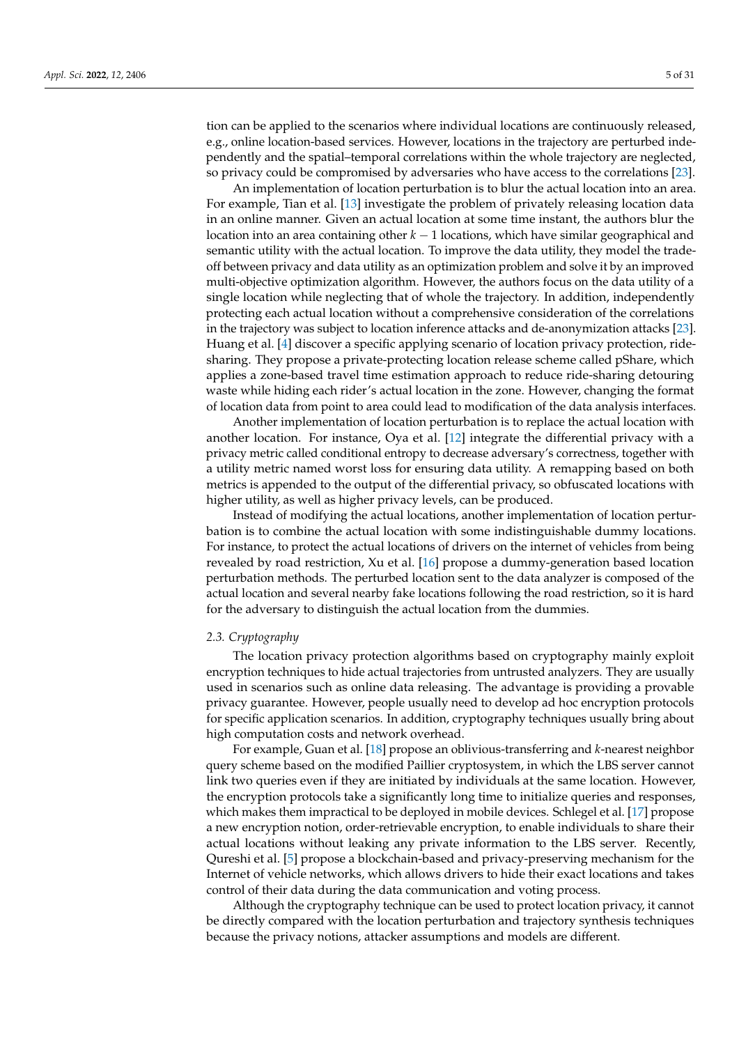tion can be applied to the scenarios where individual locations are continuously released, e.g., online location-based services. However, locations in the trajectory are perturbed independently and the spatial–temporal correlations within the whole trajectory are neglected, so privacy could be compromised by adversaries who have access to the correlations [23].

An implementation of location perturbation is to blur the actual location into an area. For example, Tian et al. [13] investigate the problem of privately releasing location data in an online manner. Given an actual location at some time instant, the authors blur the location into an area containing other $k-1$ locations, which have similar geographical and semantic utility with the actual location. To improve the data utility, they model the trade-off between privacy and data utility as an optimization problem and solve it by an improved multi-objective optimization algorithm. However, the authors focus on the data utility of a single location while neglecting that of whole the trajectory. In addition, independently protecting each actual location without a comprehensive consideration of the correlations in the trajectory was subject to location inference attacks and de-anonymization attacks [23]. Huang et al. [4] discover a specific applying scenario of location privacy protection, ride-sharing. They propose a private-protecting location release scheme called pShare, which applies a zone-based travel time estimation approach to reduce ride-sharing detouring waste while hiding each rider's actual location in the zone. However, changing the format of location data from point to area could lead to modification of the data analysis interfaces.

Another implementation of location perturbation is to replace the actual location with another location. For instance, Oya et al. [12] integrate the differential privacy with a privacy metric called conditional entropy to decrease adversary's correctness, together with a utility metric named worst loss for ensuring data utility. A remapping based on both metrics is appended to the output of the differential privacy, so obfuscated locations with higher utility, as well as higher privacy levels, can be produced.

Instead of modifying the actual locations, another implementation of location perturbation is to combine the actual location with some indistinguishable dummy locations. For instance, to protect the actual locations of drivers on the internet of vehicles from being revealed by road restriction, Xu et al. [16] propose a dummy-generation based location perturbation methods. The perturbed location sent to the data analyzer is composed of the actual location and several nearby fake locations following the road restriction, so it is hard for the adversary to distinguish the actual location from the dummies.

### *2.3. Cryptography*

The location privacy protection algorithms based on cryptography mainly exploit encryption techniques to hide actual trajectories from untrusted analyzers. They are usually used in scenarios such as online data releasing. The advantage is providing a provable privacy guarantee. However, people usually need to develop ad hoc encryption protocols for specific application scenarios. In addition, cryptography techniques usually bring about high computation costs and network overhead.

For example, Guan et al. [18] propose an oblivious-transferring and $k$-nearest neighbor query scheme based on the modified Paillier cryptosystem, in which the LBS server cannot link two queries even if they are initiated by individuals at the same location. However, the encryption protocols take a significantly long time to initialize queries and responses, which makes them impractical to be deployed in mobile devices. Schlegel et al. [17] propose a new encryption notion, order-retrievable encryption, to enable individuals to share their actual locations without leaking any private information to the LBS server. Recently, Qureshi et al. [5] propose a blockchain-based and privacy-preserving mechanism for the Internet of vehicle networks, which allows drivers to hide their exact locations and takes control of their data during the data communication and voting process.

Although the cryptography technique can be used to protect location privacy, it cannot be directly compared with the location perturbation and trajectory synthesis techniques because the privacy notions, attacker assumptions and models are different.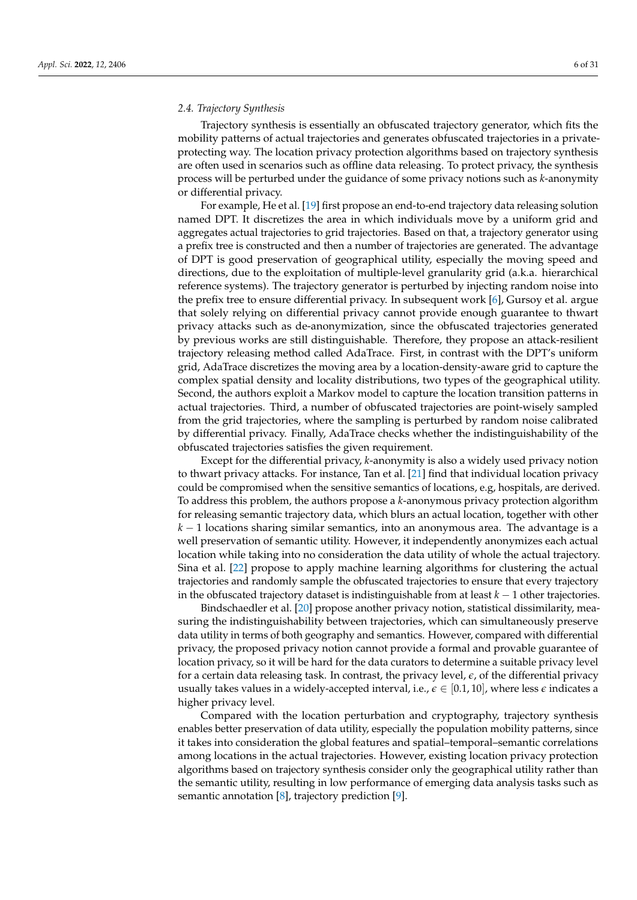### *2.4. Trajectory Synthesis*

Trajectory synthesis is essentially an obfuscated trajectory generator, which fits the mobility patterns of actual trajectories and generates obfuscated trajectories in a private-protecting way. The location privacy protection algorithms based on trajectory synthesis are often used in scenarios such as offline data releasing. To protect privacy, the synthesis process will be perturbed under the guidance of some privacy notions such as *k*-anonymity or differential privacy.

For example, He et al. [19] first propose an end-to-end trajectory data releasing solution named DPT. It discretizes the area in which individuals move by a uniform grid and aggregates actual trajectories to grid trajectories. Based on that, a trajectory generator using a prefix tree is constructed and then a number of trajectories are generated. The advantage of DPT is good preservation of geographical utility, especially the moving speed and directions, due to the exploitation of multiple-level granularity grid (a.k.a. hierarchical reference systems). The trajectory generator is perturbed by injecting random noise into the prefix tree to ensure differential privacy. In subsequent work [6], Gursoy et al. argue that solely relying on differential privacy cannot provide enough guarantee to thwart privacy attacks such as de-anonymization, since the obfuscated trajectories generated by previous works are still distinguishable. Therefore, they propose an attack-resilient trajectory releasing method called AdaTrace. First, in contrast with the DPT's uniform grid, AdaTrace discretizes the moving area by a location-density-aware grid to capture the complex spatial density and locality distributions, two types of the geographical utility. Second, the authors exploit a Markov model to capture the location transition patterns in actual trajectories. Third, a number of obfuscated trajectories are point-wisely sampled from the grid trajectories, where the sampling is perturbed by random noise calibrated by differential privacy. Finally, AdaTrace checks whether the indistinguishability of the obfuscated trajectories satisfies the given requirement.

Except for the differential privacy, *k*-anonymity is also a widely used privacy notion to thwart privacy attacks. For instance, Tan et al. [21] find that individual location privacy could be compromised when the sensitive semantics of locations, e.g, hospitals, are derived. To address this problem, the authors propose a *k*-anonymous privacy protection algorithm for releasing semantic trajectory data, which blurs an actual location, together with other $k-1$ locations sharing similar semantics, into an anonymous area. The advantage is a well preservation of semantic utility. However, it independently anonymizes each actual location while taking into no consideration the data utility of whole the actual trajectory. Sina et al. [22] propose to apply machine learning algorithms for clustering the actual trajectories and randomly sample the obfuscated trajectories to ensure that every trajectory in the obfuscated trajectory dataset is indistinguishable from at least $k-1$ other trajectories.

Bindschaedler et al. [20] propose another privacy notion, statistical dissimilarity, measuring the indistinguishability between trajectories, which can simultaneously preserve data utility in terms of both geography and semantics. However, compared with differential privacy, the proposed privacy notion cannot provide a formal and provable guarantee of location privacy, so it will be hard for the data curators to determine a suitable privacy level for a certain data releasing task. In contrast, the privacy level, $\epsilon$, of the differential privacy usually takes values in a widely-accepted interval, i.e., $\epsilon \in [0.1, 10]$, where less $\epsilon$ indicates a higher privacy level.

Compared with the location perturbation and cryptography, trajectory synthesis enables better preservation of data utility, especially the population mobility patterns, since it takes into consideration the global features and spatial–temporal–semantic correlations among locations in the actual trajectories. However, existing location privacy protection algorithms based on trajectory synthesis consider only the geographical utility rather than the semantic utility, resulting in low performance of emerging data analysis tasks such as semantic annotation [8], trajectory prediction [9].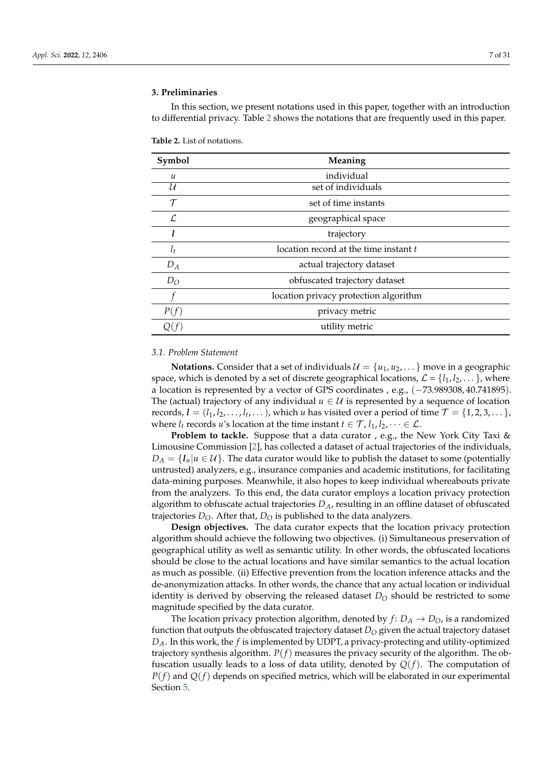## 3. Preliminaries

In this section, we present notations used in this paper, together with an introduction to differential privacy. Table 2 shows the notations that are frequently used in this paper.

**Table 2.** List of notations.

| Symbol | Meaning |
|---|---|
| $u$ | individual |
| $\mathcal{U}$ | set of individuals |
| $\mathcal{T}$ | set of time instants |
| $\mathcal{L}$ | geographical space |
| $\boldsymbol{l}$ | trajectory |
| $l_t$ | location record at the time instant $t$ |
| $D_A$ | actual trajectory dataset |
| $D_O$ | obfuscated trajectory dataset |
| $f$ | location privacy protection algorithm |
| $P(f)$ | privacy metric |
| $Q(f)$ | utility metric |

### 3.1. Problem Statement

**Notations.** Consider that a set of individuals $\mathcal{U} = \{u_1, u_2, \dots\}$ move in a geographic space, which is denoted by a set of discrete geographical locations, $\mathcal{L} = \{l_1, l_2, \dots\}$, where a location is represented by a vector of GPS coordinates , e.g., $(-73.989308, 40.741895)$. The (actual) trajectory of any individual $u \in \mathcal{U}$ is represented by a sequence of location records, $\boldsymbol{l} = (l_1, l_2, \dots, l_t, \dots)$, which $u$ has visited over a period of time $\mathcal{T} = \{1, 2, 3, \dots\}$, where $l_t$ records $u$'s location at the time instant $t \in \mathcal{T}$, $l_1, l_2, \dots \in \mathcal{L}$.

**Problem to tackle.** Suppose that a data curator , e.g., the New York City Taxi & Limousine Commission [2], has collected a dataset of actual trajectories of the individuals, $D_A = \{\boldsymbol{l}_u | u \in \mathcal{U}\}$. The data curator would like to publish the dataset to some (potentially untrusted) analyzers, e.g., insurance companies and academic institutions, for facilitating data-mining purposes. Meanwhile, it also hopes to keep individual whereabouts private from the analyzers. To this end, the data curator employs a location privacy protection algorithm to obfuscate actual trajectories $D_A$, resulting in an offline dataset of obfuscated trajectories $D_O$. After that, $D_O$ is published to the data analyzers.

**Design objectives.** The data curator expects that the location privacy protection algorithm should achieve the following two objectives. (i) Simultaneous preservation of geographical utility as well as semantic utility. In other words, the obfuscated locations should be close to the actual locations and have similar semantics to the actual location as much as possible. (ii) Effective prevention from the location inference attacks and the de-anonymization attacks. In other words, the chance that any actual location or individual identity is derived by observing the released dataset $D_O$ should be restricted to some magnitude specified by the data curator.

The location privacy protection algorithm, denoted by $f$: $D_A \to D_O$, is a randomized function that outputs the obfuscated trajectory dataset $D_O$ given the actual trajectory dataset $D_A$. In this work, the $f$ is implemented by UDPT, a privacy-protecting and utility-optimized trajectory synthesis algorithm. $P(f)$ measures the privacy security of the algorithm. The obfuscation usually leads to a loss of data utility, denoted by $Q(f)$. The computation of $P(f)$ and $Q(f)$ depends on specified metrics, which will be elaborated in our experimental Section 5.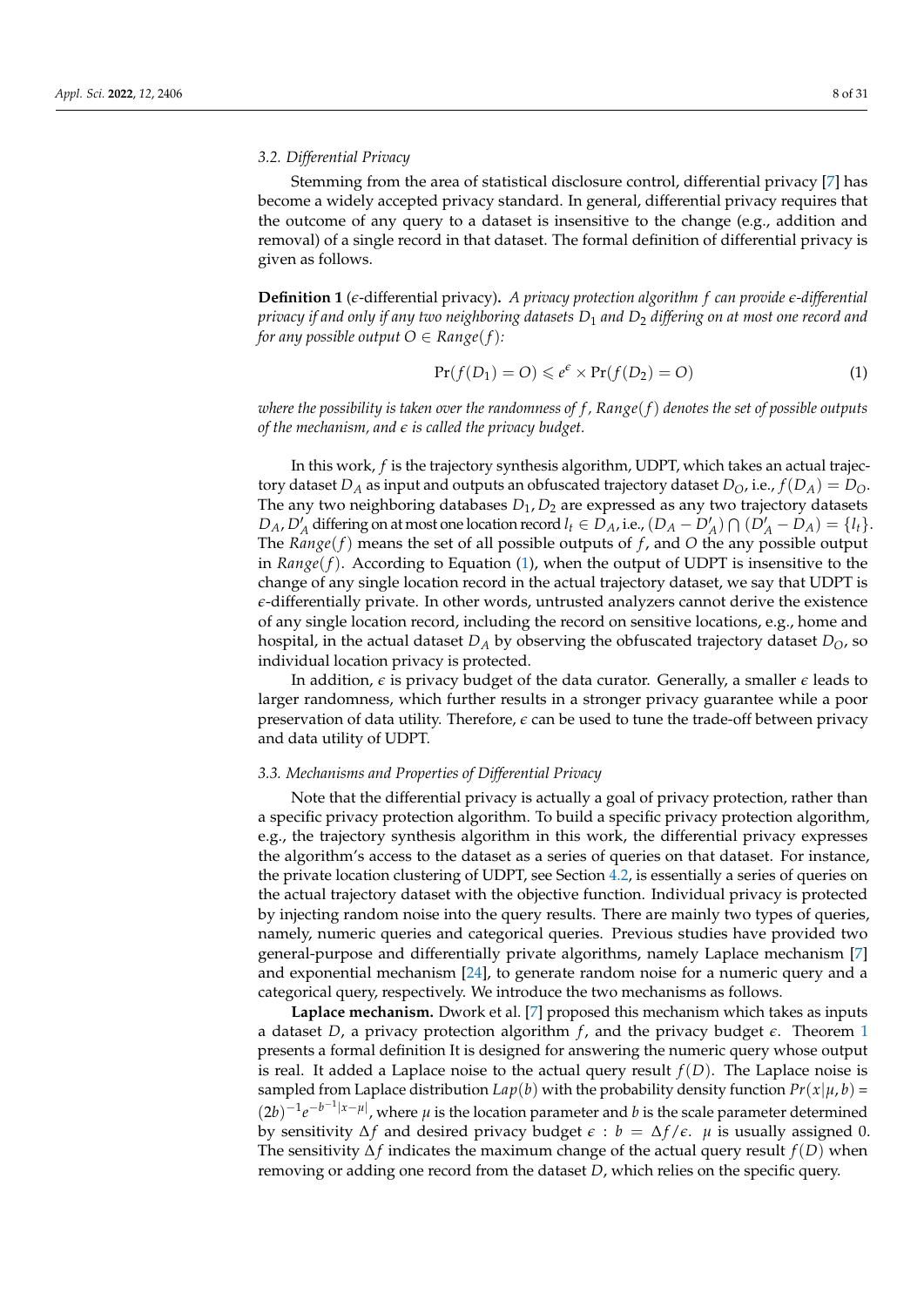### 3.2. Differential Privacy

Stemming from the area of statistical disclosure control, differential privacy [7] has become a widely accepted privacy standard. In general, differential privacy requires that the outcome of any query to a dataset is insensitive to the change (e.g., addition and removal) of a single record in that dataset. The formal definition of differential privacy is given as follows.

**Definition 1** ($\epsilon$-differential privacy)**.** *A privacy protection algorithm $f$ can provide $\epsilon$-differential privacy if and only if any two neighboring datasets $D_1$ and $D_2$ differing on at most one record and for any possible output $O \in Range(f)$:*

$$\Pr(f(D_1) = O) \leqslant e^{\epsilon} \times \Pr(f(D_2) = O) \tag{1}$$

*where the possibility is taken over the randomness of $f$, $Range(f)$ denotes the set of possible outputs of the mechanism, and $\epsilon$ is called the privacy budget.*

In this work, $f$ is the trajectory synthesis algorithm, UDPT, which takes an actual trajectory dataset $D_A$ as input and outputs an obfuscated trajectory dataset $D_O$, i.e., $f(D_A) = D_O$. The any two neighboring databases $D_1, D_2$ are expressed as any two trajectory datasets $D_A, D'_A$ differing on at most one location record $l_t \in D_A$, i.e., $(D_A - D'_A) \bigcap (D'_A - D_A) = \{l_t\}$. The $Range(f)$ means the set of all possible outputs of $f$, and $O$ the any possible output in $Range(f)$. According to Equation (1), when the output of UDPT is insensitive to the change of any single location record in the actual trajectory dataset, we say that UDPT is $\epsilon$-differentially private. In other words, untrusted analyzers cannot derive the existence of any single location record, including the record on sensitive locations, e.g., home and hospital, in the actual dataset $D_A$ by observing the obfuscated trajectory dataset $D_O$, so individual location privacy is protected.

In addition, $\epsilon$ is privacy budget of the data curator. Generally, a smaller $\epsilon$ leads to larger randomness, which further results in a stronger privacy guarantee while a poor preservation of data utility. Therefore, $\epsilon$ can be used to tune the trade-off between privacy and data utility of UDPT.

### 3.3. Mechanisms and Properties of Differential Privacy

Note that the differential privacy is actually a goal of privacy protection, rather than a specific privacy protection algorithm. To build a specific privacy protection algorithm, e.g., the trajectory synthesis algorithm in this work, the differential privacy expresses the algorithm's access to the dataset as a series of queries on that dataset. For instance, the private location clustering of UDPT, see Section 4.2, is essentially a series of queries on the actual trajectory dataset with the objective function. Individual privacy is protected by injecting random noise into the query results. There are mainly two types of queries, namely, numeric queries and categorical queries. Previous studies have provided two general-purpose and differentially private algorithms, namely Laplace mechanism [7] and exponential mechanism [24], to generate random noise for a numeric query and a categorical query, respectively. We introduce the two mechanisms as follows.

**Laplace mechanism.** Dwork et al. [7] proposed this mechanism which takes as inputs a dataset $D$, a privacy protection algorithm $f$, and the privacy budget $\epsilon$. Theorem 1 presents a formal definition It is designed for answering the numeric query whose output is real. It added a Laplace noise to the actual query result $f(D)$. The Laplace noise is sampled from Laplace distribution $Lap(b)$ with the probability density function $Pr(x|\mu, b) = (2b)^{-1}e^{-b^{-1}|x-\mu|}$, where $\mu$ is the location parameter and $b$ is the scale parameter determined by sensitivity $\Delta f$ and desired privacy budget $\epsilon$ : $b = \Delta f/\epsilon$. $\mu$ is usually assigned 0. The sensitivity $\Delta f$ indicates the maximum change of the actual query result $f(D)$ when removing or adding one record from the dataset $D$, which relies on the specific query.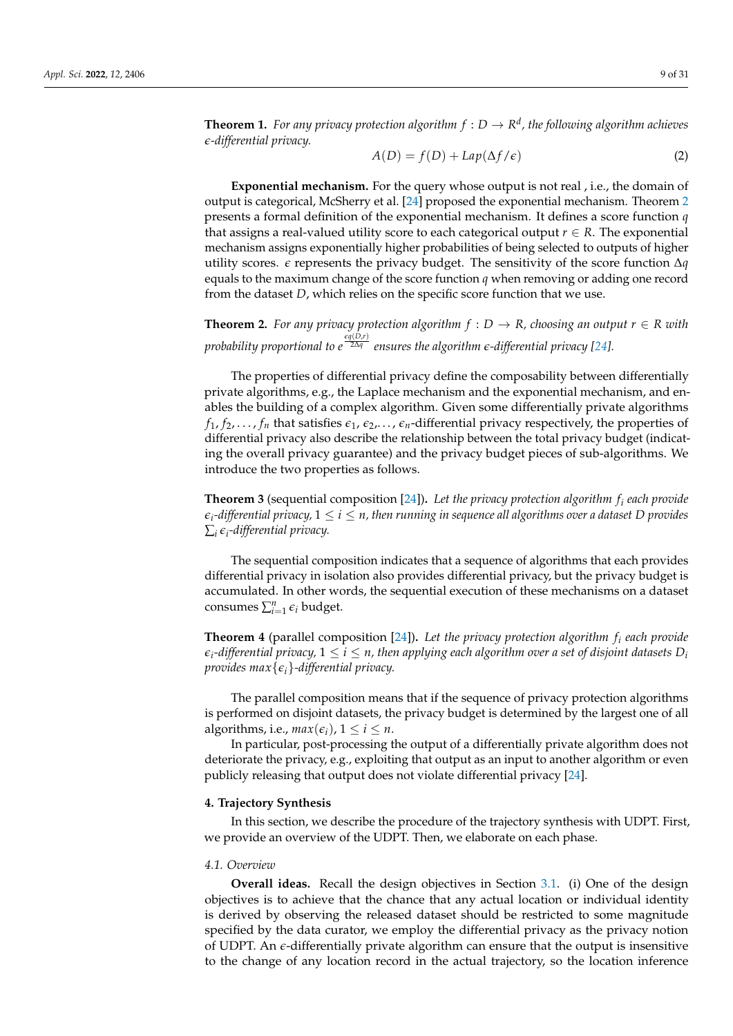**Theorem 1.** *For any privacy protection algorithm $f : D \rightarrow R^d$, the following algorithm achieves $\epsilon$-differential privacy.*

$$A(D) = f(D) + Lap(\Delta f/\epsilon) \tag{2}$$

**Exponential mechanism.** For the query whose output is not real , i.e., the domain of output is categorical, McSherry et al. [24] proposed the exponential mechanism. Theorem 2 presents a formal definition of the exponential mechanism. It defines a score function $q$ that assigns a real-valued utility score to each categorical output $r \in R$. The exponential mechanism assigns exponentially higher probabilities of being selected to outputs of higher utility scores. $\epsilon$ represents the privacy budget. The sensitivity of the score function $\Delta q$ equals to the maximum change of the score function $q$ when removing or adding one record from the dataset $D$, which relies on the specific score function that we use.

**Theorem 2.** *For any privacy protection algorithm $f : D \rightarrow R$, choosing an output $r \in R$ with probability proportional to $e^{\frac{\epsilon q(D,r)}{2\Delta q}}$ ensures the algorithm $\epsilon$-differential privacy [24].*

The properties of differential privacy define the composability between differentially private algorithms, e.g., the Laplace mechanism and the exponential mechanism, and enables the building of a complex algorithm. Given some differentially private algorithms $f_1, f_2, \ldots, f_n$ that satisfies $\epsilon_1, \epsilon_2, \ldots, \epsilon_n$-differential privacy respectively, the properties of differential privacy also describe the relationship between the total privacy budget (indicating the overall privacy guarantee) and the privacy budget pieces of sub-algorithms. We introduce the two properties as follows.

**Theorem 3** (sequential composition [24])**.** *Let the privacy protection algorithm $f_i$ each provide $\epsilon_i$-differential privacy, $1 \leq i \leq n$, then running in sequence all algorithms over a dataset $D$ provides $\sum_i \epsilon_i$-differential privacy.*

The sequential composition indicates that a sequence of algorithms that each provides differential privacy in isolation also provides differential privacy, but the privacy budget is accumulated. In other words, the sequential execution of these mechanisms on a dataset consumes $\sum_{i=1}^{n} \epsilon_i$ budget.

**Theorem 4** (parallel composition [24])**.** *Let the privacy protection algorithm $f_i$ each provide $\epsilon_i$-differential privacy, $1 \leq i \leq n$, then applying each algorithm over a set of disjoint datasets $D_i$ provides $max\{\epsilon_i\}$-differential privacy.*

The parallel composition means that if the sequence of privacy protection algorithms is performed on disjoint datasets, the privacy budget is determined by the largest one of all algorithms, i.e., $max(\epsilon_i)$, $1 \leq i \leq n$.

In particular, post-processing the output of a differentially private algorithm does not deteriorate the privacy, e.g., exploiting that output as an input to another algorithm or even publicly releasing that output does not violate differential privacy [24].

## 4. Trajectory Synthesis

In this section, we describe the procedure of the trajectory synthesis with UDPT. First, we provide an overview of the UDPT. Then, we elaborate on each phase.

### 4.1. Overview

**Overall ideas.** Recall the design objectives in Section 3.1. (i) One of the design objectives is to achieve that the chance that any actual location or individual identity is derived by observing the released dataset should be restricted to some magnitude specified by the data curator, we employ the differential privacy as the privacy notion of UDPT. An $\epsilon$-differentially private algorithm can ensure that the output is insensitive to the change of any location record in the actual trajectory, so the location inference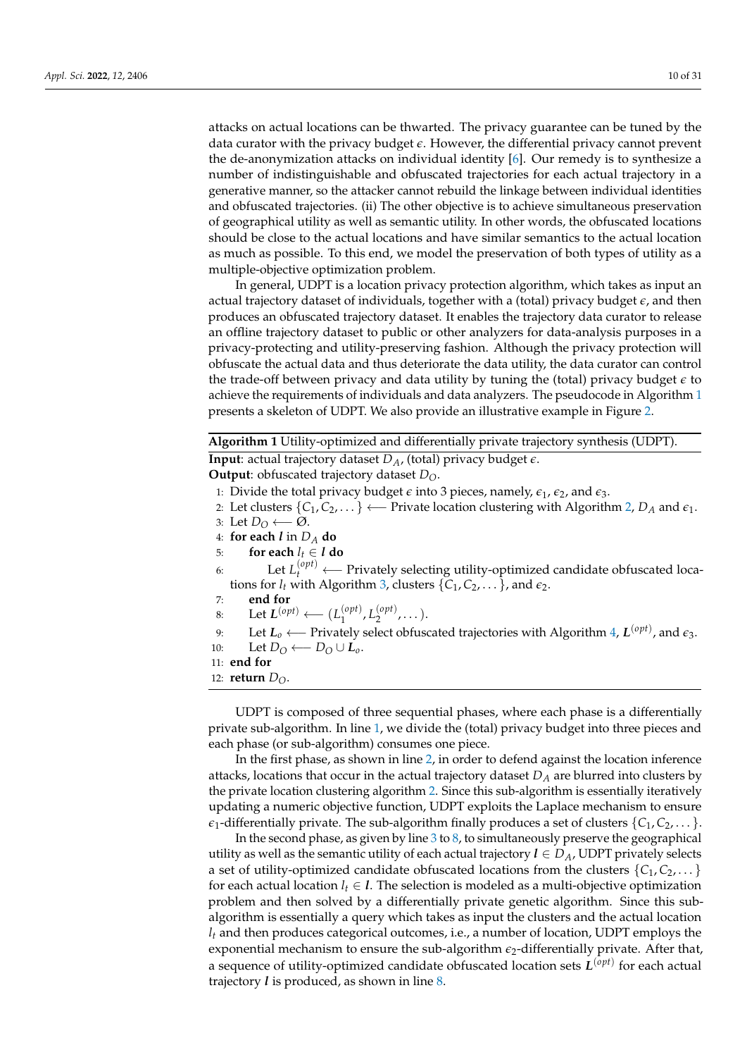attacks on actual locations can be thwarted. The privacy guarantee can be tuned by the data curator with the privacy budget $\epsilon$. However, the differential privacy cannot prevent the de-anonymization attacks on individual identity [6]. Our remedy is to synthesize a number of indistinguishable and obfuscated trajectories for each actual trajectory in a generative manner, so the attacker cannot rebuild the linkage between individual identities and obfuscated trajectories. (ii) The other objective is to achieve simultaneous preservation of geographical utility as well as semantic utility. In other words, the obfuscated locations should be close to the actual locations and have similar semantics to the actual location as much as possible. To this end, we model the preservation of both types of utility as a multiple-objective optimization problem.

In general, UDPT is a location privacy protection algorithm, which takes as input an actual trajectory dataset of individuals, together with a (total) privacy budget $\epsilon$, and then produces an obfuscated trajectory dataset. It enables the trajectory data curator to release an offline trajectory dataset to public or other analyzers for data-analysis purposes in a privacy-protecting and utility-preserving fashion. Although the privacy protection will obfuscate the actual data and thus deteriorate the data utility, the data curator can control the trade-off between privacy and data utility by tuning the (total) privacy budget $\epsilon$ to achieve the requirements of individuals and data analyzers. The pseudocode in Algorithm 1 presents a skeleton of UDPT. We also provide an illustrative example in Figure 2.

**Algorithm 1** Utility-optimized and differentially private trajectory synthesis (UDPT).

**Input**: actual trajectory dataset $D_A$, (total) privacy budget $\epsilon$.
**Output**: obfuscated trajectory dataset $D_O$.

1: Divide the total privacy budget $\epsilon$ into 3 pieces, namely, $\epsilon_1$, $\epsilon_2$, and $\epsilon_3$.
2: Let clusters $\{C_1, C_2, \dots\} \longleftarrow$ Private location clustering with Algorithm 2, $D_A$ and $\epsilon_1$.
3: Let $D_O \longleftarrow \emptyset$.
4: **for each** $\boldsymbol{l}$ in $D_A$ **do**
5: &nbsp;&nbsp;&nbsp;&nbsp;**for each** $l_t \in \boldsymbol{l}$ **do**
6: &nbsp;&nbsp;&nbsp;&nbsp;&nbsp;&nbsp;&nbsp;&nbsp;Let $L_t^{(opt)} \longleftarrow$ Privately selecting utility-optimized candidate obfuscated locations for $l_t$ with Algorithm 3, clusters $\{C_1, C_2, \dots\}$, and $\epsilon_2$.
7: &nbsp;&nbsp;&nbsp;&nbsp;**end for**
8: &nbsp;&nbsp;&nbsp;&nbsp;Let $\boldsymbol{L}^{(opt)} \longleftarrow (L_1^{(opt)}, L_2^{(opt)}, \dots)$.
9: &nbsp;&nbsp;&nbsp;&nbsp;Let $\boldsymbol{L}_o \longleftarrow$ Privately select obfuscated trajectories with Algorithm 4, $\boldsymbol{L}^{(opt)}$, and $\epsilon_3$.
10: &nbsp;&nbsp;&nbsp;&nbsp;Let $D_O \longleftarrow D_O \cup \boldsymbol{L}_o$.
11: **end for**
12: **return** $D_O$.

UDPT is composed of three sequential phases, where each phase is a differentially private sub-algorithm. In line 1, we divide the (total) privacy budget into three pieces and each phase (or sub-algorithm) consumes one piece.

In the first phase, as shown in line 2, in order to defend against the location inference attacks, locations that occur in the actual trajectory dataset $D_A$ are blurred into clusters by the private location clustering algorithm 2. Since this sub-algorithm is essentially iteratively updating a numeric objective function, UDPT exploits the Laplace mechanism to ensure $\epsilon_1$-differentially private. The sub-algorithm finally produces a set of clusters $\{C_1, C_2, \dots\}$.

In the second phase, as given by line 3 to 8, to simultaneously preserve the geographical utility as well as the semantic utility of each actual trajectory $\boldsymbol{l} \in D_A$, UDPT privately selects a set of utility-optimized candidate obfuscated locations from the clusters $\{C_1, C_2, \dots\}$ for each actual location $l_t \in \boldsymbol{l}$. The selection is modeled as a multi-objective optimization problem and then solved by a differentially private genetic algorithm. Since this sub-algorithm is essentially a query which takes as input the clusters and the actual location $l_t$ and then produces categorical outcomes, i.e., a number of location, UDPT employs the exponential mechanism to ensure the sub-algorithm $\epsilon_2$-differentially private. After that, a sequence of utility-optimized candidate obfuscated location sets $\boldsymbol{L}^{(opt)}$ for each actual trajectory $\boldsymbol{l}$ is produced, as shown in line 8.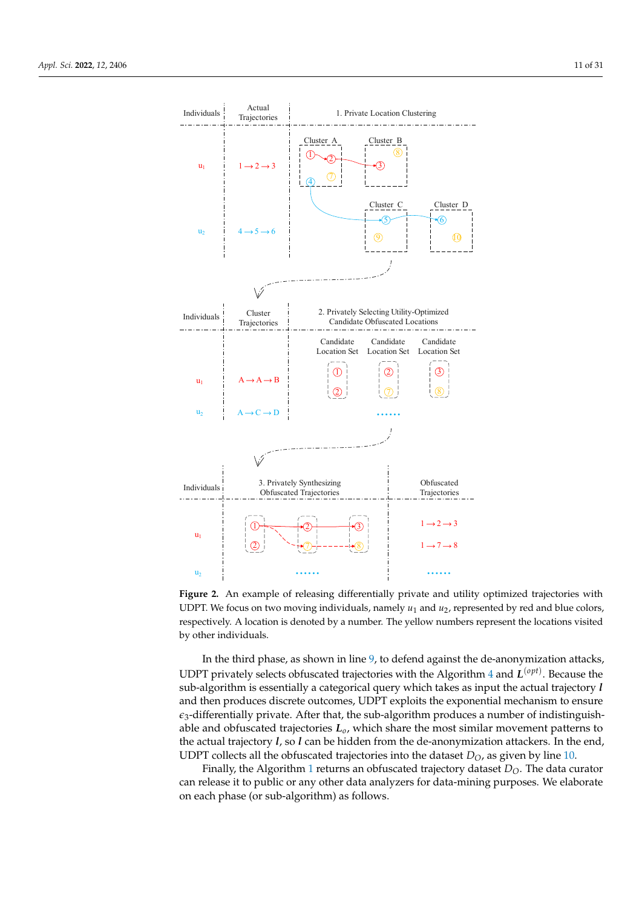**Figure 2.** An example of releasing differentially private and utility optimized trajectories with UDPT. We focus on two moving individuals, namely $u_1$ and $u_2$, represented by red and blue colors, respectively. A location is denoted by a number. The yellow numbers represent the locations visited by other individuals.

In the third phase, as shown in line 9, to defend against the de-anonymization attacks, UDPT privately selects obfuscated trajectories with the Algorithm 4 and $\boldsymbol{L}^{(opt)}$. Because the sub-algorithm is essentially a categorical query which takes as input the actual trajectory $\boldsymbol{l}$ and then produces discrete outcomes, UDPT exploits the exponential mechanism to ensure $\epsilon_3$-differentially private. After that, the sub-algorithm produces a number of indistinguishable and obfuscated trajectories $\boldsymbol{L}_o$, which share the most similar movement patterns to the actual trajectory $\boldsymbol{l}$, so $\boldsymbol{l}$ can be hidden from the de-anonymization attackers. In the end, UDPT collects all the obfuscated trajectories into the dataset $D_O$, as given by line 10.

Finally, the Algorithm 1 returns an obfuscated trajectory dataset $D_O$. The data curator can release it to public or any other data analyzers for data-mining purposes. We elaborate on each phase (or sub-algorithm) as follows.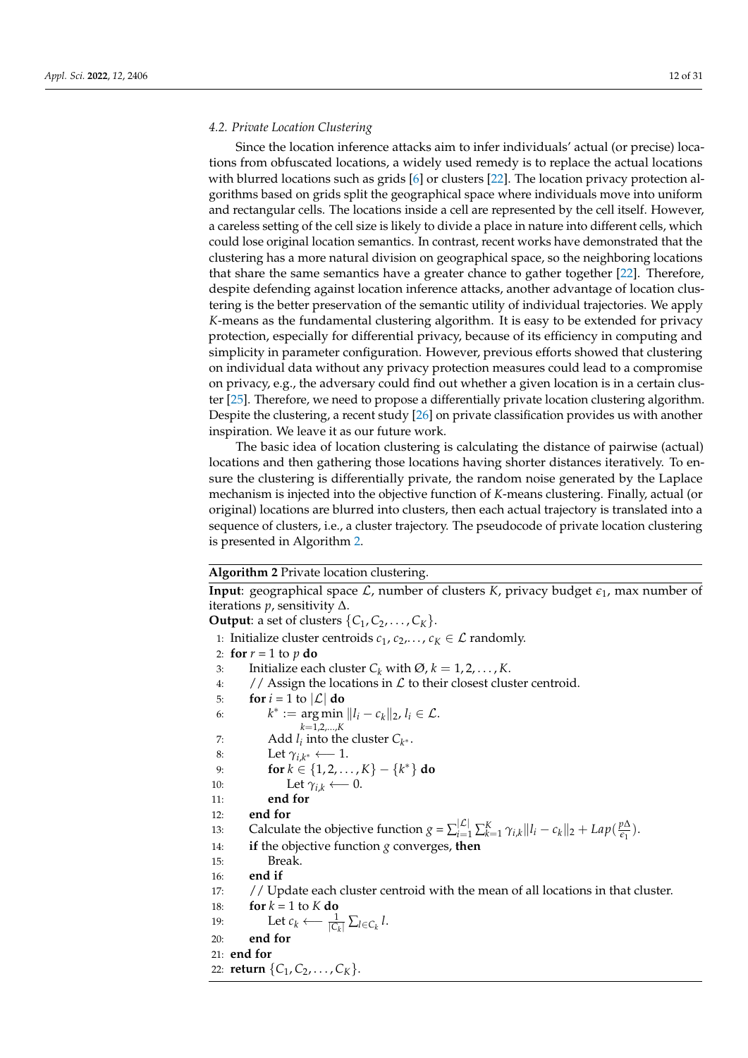### 4.2. Private Location Clustering

Since the location inference attacks aim to infer individuals' actual (or precise) locations from obfuscated locations, a widely used remedy is to replace the actual locations with blurred locations such as grids [6] or clusters [22]. The location privacy protection algorithms based on grids split the geographical space where individuals move into uniform and rectangular cells. The locations inside a cell are represented by the cell itself. However, a careless setting of the cell size is likely to divide a place in nature into different cells, which could lose original location semantics. In contrast, recent works have demonstrated that the clustering has a more natural division on geographical space, so the neighboring locations that share the same semantics have a greater chance to gather together [22]. Therefore, despite defending against location inference attacks, another advantage of location clustering is the better preservation of the semantic utility of individual trajectories. We apply $K$-means as the fundamental clustering algorithm. It is easy to be extended for privacy protection, especially for differential privacy, because of its efficiency in computing and simplicity in parameter configuration. However, previous efforts showed that clustering on individual data without any privacy protection measures could lead to a compromise on privacy, e.g., the adversary could find out whether a given location is in a certain cluster [25]. Therefore, we need to propose a differentially private location clustering algorithm. Despite the clustering, a recent study [26] on private classification provides us with another inspiration. We leave it as our future work.

The basic idea of location clustering is calculating the distance of pairwise (actual) locations and then gathering those locations having shorter distances iteratively. To ensure the clustering is differentially private, the random noise generated by the Laplace mechanism is injected into the objective function of $K$-means clustering. Finally, actual (or original) locations are blurred into clusters, then each actual trajectory is translated into a sequence of clusters, i.e., a cluster trajectory. The pseudocode of private location clustering is presented in Algorithm 2.

**Algorithm 2** Private location clustering.

**Input**: geographical space $\mathcal{L}$, number of clusters $K$, privacy budget $\epsilon_1$, max number of iterations $p$, sensitivity $\Delta$.
**Output**: a set of clusters $\{C_1, C_2, \ldots, C_K\}$.

1: Initialize cluster centroids $c_1, c_2, \ldots, c_K \in \mathcal{L}$ randomly.
2: **for** $r = 1$ to $p$ **do**
3: Initialize each cluster $C_k$ with $\emptyset$, $k = 1, 2, \ldots, K$.
4: // Assign the locations in $\mathcal{L}$ to their closest cluster centroid.
5: **for** $i = 1$ to $|\mathcal{L}|$ **do**
6: $k^* := \underset{k=1,2,\ldots,K}{\arg\min} \|l_i - c_k\|_2$, $l_i \in \mathcal{L}$.
7: Add $l_i$ into the cluster $C_{k^*}$.
8: Let $\gamma_{i,k^*} \longleftarrow 1$.
9: **for** $k \in \{1, 2, \ldots, K\} - \{k^*\}$ **do**
10: Let $\gamma_{i,k} \longleftarrow 0$.
11: **end for**
12: **end for**
13: Calculate the objective function $g = \sum_{i=1}^{|\mathcal{L}|} \sum_{k=1}^{K} \gamma_{i,k} \|l_i - c_k\|_2 + Lap(\frac{p\Delta}{\epsilon_1})$.
14: **if** the objective function $g$ converges, **then**
15: Break.
16: **end if**
17: // Update each cluster centroid with the mean of all locations in that cluster.
18: **for** $k = 1$ to $K$ **do**
19: Let $c_k \longleftarrow \frac{1}{|C_k|} \sum_{l \in C_k} l$.
20: **end for**
21: **end for**
22: **return** $\{C_1, C_2, \ldots, C_K\}$.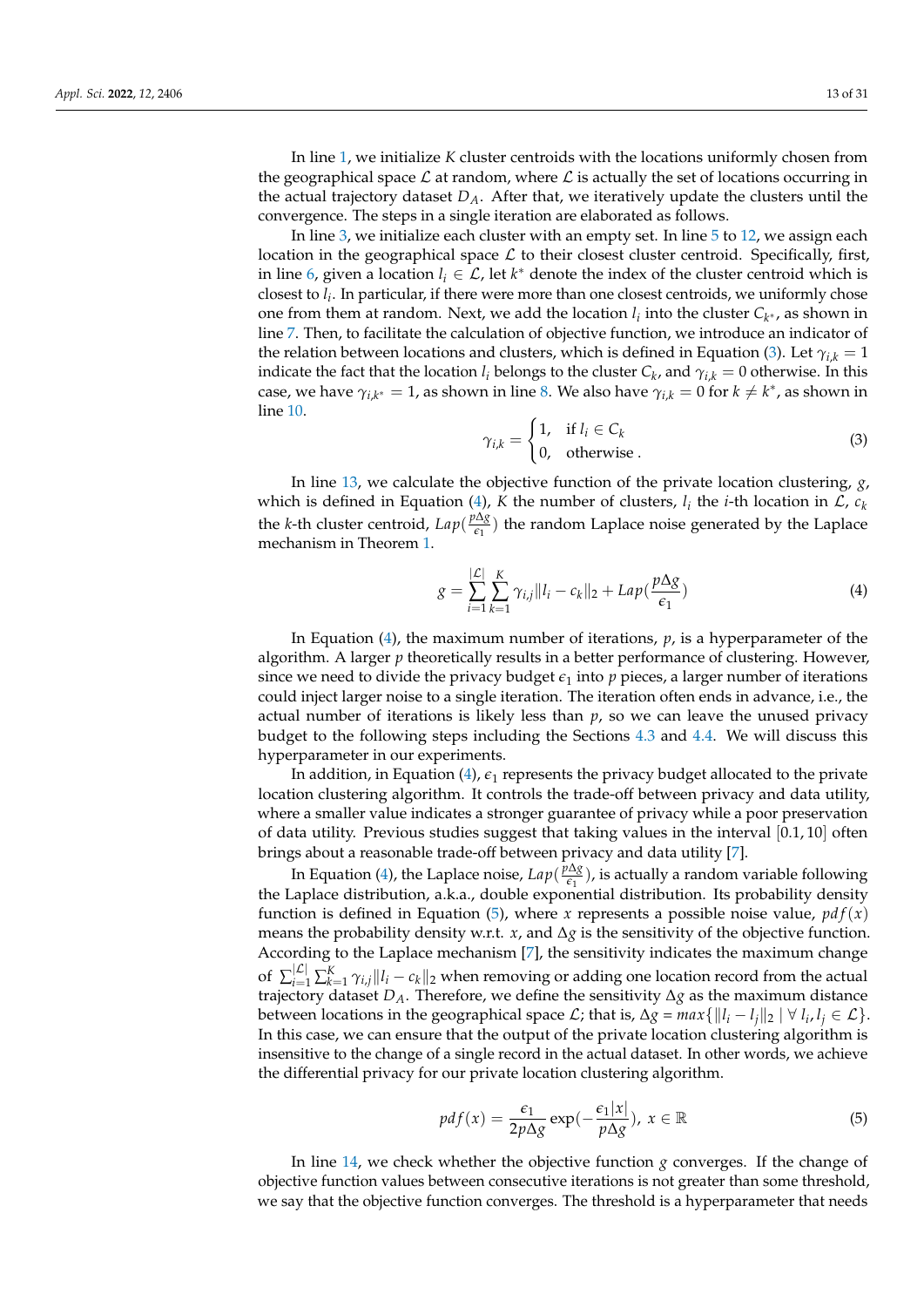In line 1, we initialize $K$ cluster centroids with the locations uniformly chosen from the geographical space $\mathcal{L}$ at random, where $\mathcal{L}$ is actually the set of locations occurring in the actual trajectory dataset $D_A$. After that, we iteratively update the clusters until the convergence. The steps in a single iteration are elaborated as follows.

In line 3, we initialize each cluster with an empty set. In line 5 to 12, we assign each location in the geographical space $\mathcal{L}$ to their closest cluster centroid. Specifically, first, in line 6, given a location $l_i \in \mathcal{L}$, let $k^*$ denote the index of the cluster centroid which is closest to $l_i$. In particular, if there were more than one closest centroids, we uniformly chose one from them at random. Next, we add the location $l_i$ into the cluster $C_{k^*}$, as shown in line 7. Then, to facilitate the calculation of objective function, we introduce an indicator of the relation between locations and clusters, which is defined in Equation (3). Let $\gamma_{i,k} = 1$ indicate the fact that the location $l_i$ belongs to the cluster $C_k$, and $\gamma_{i,k} = 0$ otherwise. In this case, we have $\gamma_{i,k^*} = 1$, as shown in line 8. We also have $\gamma_{i,k} = 0$ for $k \neq k^*$, as shown in line 10.

$$\gamma_{i,k} = \begin{cases} 1, & \text{if } l_i \in C_k \\ 0, & \text{otherwise .} \end{cases} \tag{3}$$

In line 13, we calculate the objective function of the private location clustering, $g$, which is defined in Equation (4), $K$ the number of clusters, $l_i$ the $i$-th location in $\mathcal{L}$, $c_k$ the $k$-th cluster centroid, $Lap(\frac{p\Delta g}{\epsilon_1})$ the random Laplace noise generated by the Laplace mechanism in Theorem 1.

$$g = \sum_{i=1}^{|\mathcal{L}|} \sum_{k=1}^{K} \gamma_{i,j} \|l_i - c_k\|_2 + Lap(\frac{p\Delta g}{\epsilon_1}) \tag{4}$$

In Equation (4), the maximum number of iterations, $p$, is a hyperparameter of the algorithm. A larger $p$ theoretically results in a better performance of clustering. However, since we need to divide the privacy budget $\epsilon_1$ into $p$ pieces, a larger number of iterations could inject larger noise to a single iteration. The iteration often ends in advance, i.e., the actual number of iterations is likely less than $p$, so we can leave the unused privacy budget to the following steps including the Sections 4.3 and 4.4. We will discuss this hyperparameter in our experiments.

In addition, in Equation (4), $\epsilon_1$ represents the privacy budget allocated to the private location clustering algorithm. It controls the trade-off between privacy and data utility, where a smaller value indicates a stronger guarantee of privacy while a poor preservation of data utility. Previous studies suggest that taking values in the interval $[0.1, 10]$ often brings about a reasonable trade-off between privacy and data utility [7].

In Equation (4), the Laplace noise, $Lap(\frac{p\Delta g}{\epsilon_1})$, is actually a random variable following the Laplace distribution, a.k.a., double exponential distribution. Its probability density function is defined in Equation (5), where $x$ represents a possible noise value, $pdf(x)$ means the probability density w.r.t. $x$, and $\Delta g$ is the sensitivity of the objective function. According to the Laplace mechanism [7], the sensitivity indicates the maximum change of $\sum_{i=1}^{|\mathcal{L}|} \sum_{k=1}^{K} \gamma_{i,j} \|l_i - c_k\|_2$ when removing or adding one location record from the actual trajectory dataset $D_A$. Therefore, we define the sensitivity $\Delta g$ as the maximum distance between locations in the geographical space $\mathcal{L}$; that is, $\Delta g = max\{\|l_i - l_j\|_2 \mid \forall\, l_i, l_j \in \mathcal{L}\}$. In this case, we can ensure that the output of the private location clustering algorithm is insensitive to the change of a single record in the actual dataset. In other words, we achieve the differential privacy for our private location clustering algorithm.

$$pdf(x) = \frac{\epsilon_1}{2p\Delta g} \exp(-\frac{\epsilon_1 |x|}{p\Delta g}),\ x \in \mathbb{R} \tag{5}$$

In line 14, we check whether the objective function $g$ converges. If the change of objective function values between consecutive iterations is not greater than some threshold, we say that the objective function converges. The threshold is a hyperparameter that needs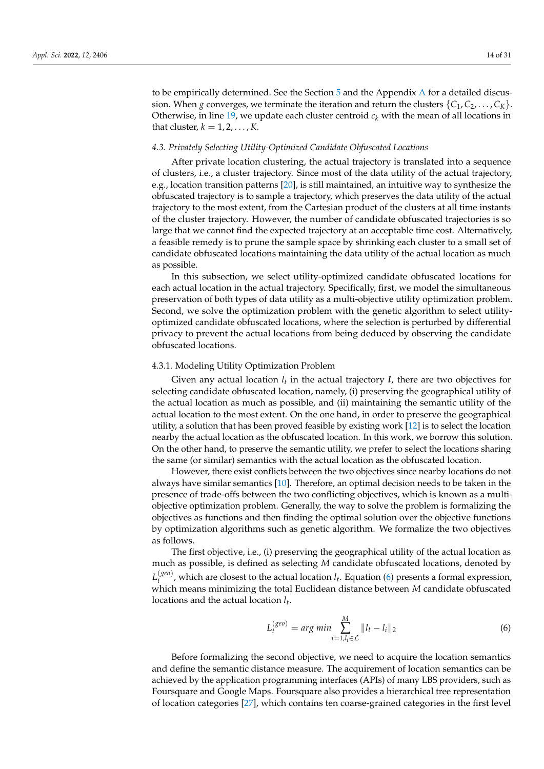to be empirically determined. See the Section 5 and the Appendix A for a detailed discussion. When $g$ converges, we terminate the iteration and return the clusters $\{C_1, C_2, \ldots, C_K\}$. Otherwise, in line 19, we update each cluster centroid $c_k$ with the mean of all locations in that cluster, $k = 1, 2, \ldots, K$.

### *4.3. Privately Selecting Utility-Optimized Candidate Obfuscated Locations*

After private location clustering, the actual trajectory is translated into a sequence of clusters, i.e., a cluster trajectory. Since most of the data utility of the actual trajectory, e.g., location transition patterns [20], is still maintained, an intuitive way to synthesize the obfuscated trajectory is to sample a trajectory, which preserves the data utility of the actual trajectory to the most extent, from the Cartesian product of the clusters at all time instants of the cluster trajectory. However, the number of candidate obfuscated trajectories is so large that we cannot find the expected trajectory at an acceptable time cost. Alternatively, a feasible remedy is to prune the sample space by shrinking each cluster to a small set of candidate obfuscated locations maintaining the data utility of the actual location as much as possible.

In this subsection, we select utility-optimized candidate obfuscated locations for each actual location in the actual trajectory. Specifically, first, we model the simultaneous preservation of both types of data utility as a multi-objective utility optimization problem. Second, we solve the optimization problem with the genetic algorithm to select utility-optimized candidate obfuscated locations, where the selection is perturbed by differential privacy to prevent the actual locations from being deduced by observing the candidate obfuscated locations.

#### 4.3.1. Modeling Utility Optimization Problem

Given any actual location $l_t$ in the actual trajectory $\boldsymbol{l}$, there are two objectives for selecting candidate obfuscated location, namely, (i) preserving the geographical utility of the actual location as much as possible, and (ii) maintaining the semantic utility of the actual location to the most extent. On the one hand, in order to preserve the geographical utility, a solution that has been proved feasible by existing work [12] is to select the location nearby the actual location as the obfuscated location. In this work, we borrow this solution. On the other hand, to preserve the semantic utility, we prefer to select the locations sharing the same (or similar) semantics with the actual location as the obfuscated location.

However, there exist conflicts between the two objectives since nearby locations do not always have similar semantics [10]. Therefore, an optimal decision needs to be taken in the presence of trade-offs between the two conflicting objectives, which is known as a multi-objective optimization problem. Generally, the way to solve the problem is formalizing the objectives as functions and then finding the optimal solution over the objective functions by optimization algorithms such as genetic algorithm. We formalize the two objectives as follows.

The first objective, i.e., (i) preserving the geographical utility of the actual location as much as possible, is defined as selecting $M$ candidate obfuscated locations, denoted by $L_t^{(geo)}$, which are closest to the actual location $l_t$. Equation (6) presents a formal expression, which means minimizing the total Euclidean distance between $M$ candidate obfuscated locations and the actual location $l_t$.

$$L_t^{(geo)} = arg\ min \sum_{i=1, l_i \in \mathcal{L}}^{M} \|l_t - l_i\|_2 \tag{6}$$

Before formalizing the second objective, we need to acquire the location semantics and define the semantic distance measure. The acquirement of location semantics can be achieved by the application programming interfaces (APIs) of many LBS providers, such as Foursquare and Google Maps. Foursquare also provides a hierarchical tree representation of location categories [27], which contains ten coarse-grained categories in the first level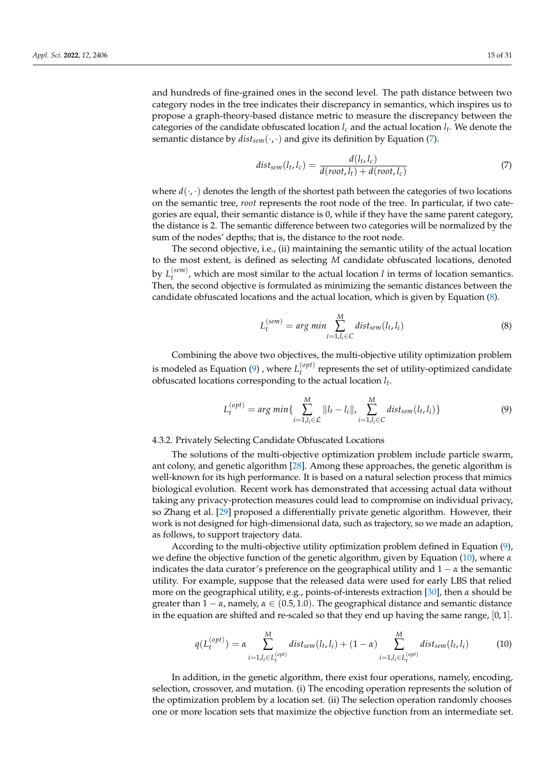and hundreds of fine-grained ones in the second level. The path distance between two category nodes in the tree indicates their discrepancy in semantics, which inspires us to propose a graph-theory-based distance metric to measure the discrepancy between the categories of the candidate obfuscated location $l_c$ and the actual location $l_t$. We denote the semantic distance by $dist_{sem}(\cdot,\cdot)$ and give its definition by Equation (7).

$$dist_{sem}(l_t, l_c) = \frac{d(l_t, l_c)}{d(root, l_t) + d(root, l_c)} \tag{7}$$

where $d(\cdot,\cdot)$ denotes the length of the shortest path between the categories of two locations on the semantic tree, *root* represents the root node of the tree. In particular, if two categories are equal, their semantic distance is 0, while if they have the same parent category, the distance is 2. The semantic difference between two categories will be normalized by the sum of the nodes' depths; that is, the distance to the root node.

The second objective, i.e., (ii) maintaining the semantic utility of the actual location to the most extent, is defined as selecting $M$ candidate obfuscated locations, denoted by $L_t^{(sem)}$, which are most similar to the actual location $l$ in terms of location semantics. Then, the second objective is formulated as minimizing the semantic distances between the candidate obfuscated locations and the actual location, which is given by Equation (8).

$$L_t^{(sem)} = arg\ min \sum_{i=1, l_i \in C}^{M} dist_{sem}(l_t, l_i) \tag{8}$$

Combining the above two objectives, the multi-objective utility optimization problem is modeled as Equation (9) , where $L_t^{(opt)}$ represents the set of utility-optimized candidate obfuscated locations corresponding to the actual location $l_t$.

$$L_t^{(opt)} = arg\ min\{\sum_{i=1, l_i \in \mathcal{L}}^{M} \|l_t - l_i\|, \sum_{i=1, l_i \in C}^{M} dist_{sem}(l_t, l_i)\} \tag{9}$$

#### 4.3.2. Privately Selecting Candidate Obfuscated Locations

The solutions of the multi-objective optimization problem include particle swarm, ant colony, and genetic algorithm [28]. Among these approaches, the genetic algorithm is well-known for its high performance. It is based on a natural selection process that mimics biological evolution. Recent work has demonstrated that accessing actual data without taking any privacy-protection measures could lead to compromise on individual privacy, so Zhang et al. [29] proposed a differentially private genetic algorithm. However, their work is not designed for high-dimensional data, such as trajectory, so we made an adaption, as follows, to support trajectory data.

According to the multi-objective utility optimization problem defined in Equation (9), we define the objective function of the genetic algorithm, given by Equation (10), where $\alpha$ indicates the data curator's preference on the geographical utility and $1-\alpha$ the semantic utility. For example, suppose that the released data were used for early LBS that relied more on the geographical utility, e.g., points-of-interests extraction [30], then $\alpha$ should be greater than $1-\alpha$, namely, $\alpha \in (0.5, 1.0)$. The geographical distance and semantic distance in the equation are shifted and re-scaled so that they end up having the same range, $[0,1]$.

$$q(L_t^{(opt)}) = \alpha \sum_{i=1, l_i \in L_t^{(opt)}}^{M} dist_{sem}(l_t, l_i) + (1-\alpha) \sum_{i=1, l_i \in L_t^{(opt)}}^{M} dist_{sem}(l_t, l_i) \tag{10}$$

In addition, in the genetic algorithm, there exist four operations, namely, encoding, selection, crossover, and mutation. (i) The encoding operation represents the solution of the optimization problem by a location set. (ii) The selection operation randomly chooses one or more location sets that maximize the objective function from an intermediate set.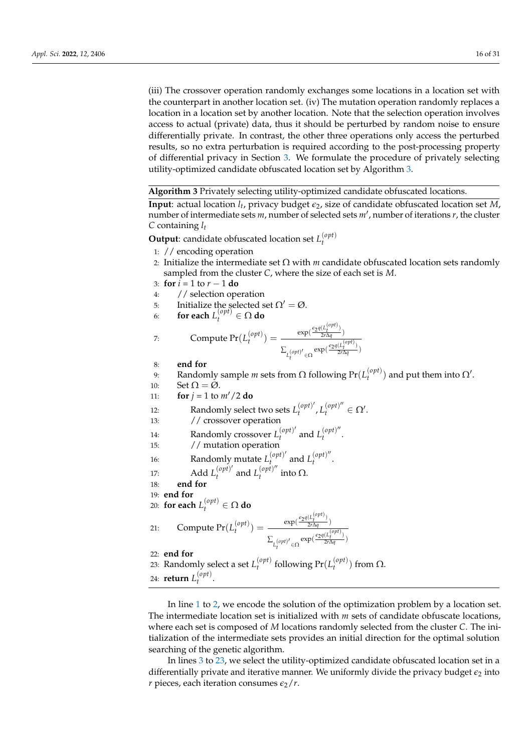(iii) The crossover operation randomly exchanges some locations in a location set with the counterpart in another location set. (iv) The mutation operation randomly replaces a location in a location set by another location. Note that the selection operation involves access to actual (private) data, thus it should be perturbed by random noise to ensure differentially private. In contrast, the other three operations only access the perturbed results, so no extra perturbation is required according to the post-processing property of differential privacy in Section 3. We formulate the procedure of privately selecting utility-optimized candidate obfuscated location set by Algorithm 3.

---

**Algorithm 3** Privately selecting utility-optimized candidate obfuscated locations.

**Input**: actual location $l_t$, privacy budget $\epsilon_2$, size of candidate obfuscated location set $M$, number of intermediate sets $m$, number of selected sets $m'$, number of iterations $r$, the cluster $C$ containing $l_t$

**Output**: candidate obfuscated location set $L_t^{(opt)}$

1: // encoding operation
2: Initialize the intermediate set $\Omega$ with $m$ candidate obfuscated location sets randomly sampled from the cluster $C$, where the size of each set is $M$.
3: **for** $i = 1$ to $r - 1$ **do**
4: &nbsp;&nbsp;&nbsp;&nbsp;// selection operation
5: &nbsp;&nbsp;&nbsp;&nbsp;Initialize the selected set $\Omega' = \varnothing$.
6: &nbsp;&nbsp;&nbsp;&nbsp;**for each** $L_t^{(opt)} \in \Omega$ **do**
7: &nbsp;&nbsp;&nbsp;&nbsp;&nbsp;&nbsp;&nbsp;&nbsp;Compute $\Pr(L_t^{(opt)}) = \dfrac{\exp(\frac{\epsilon_2 q(L_t^{(opt)})}{2r\Delta q})}{\sum_{L_t^{(opt)'} \in \Omega} \exp(\frac{\epsilon_2 q(L_t^{(opt)})}{2r\Delta q})}$
8: &nbsp;&nbsp;&nbsp;&nbsp;**end for**
9: &nbsp;&nbsp;&nbsp;&nbsp;Randomly sample $m$ sets from $\Omega$ following $\Pr(L_t^{(opt)})$ and put them into $\Omega'$.
10: &nbsp;&nbsp;&nbsp;&nbsp;Set $\Omega = \varnothing$.
11: &nbsp;&nbsp;&nbsp;&nbsp;**for** $j = 1$ to $m'/2$ **do**
12: &nbsp;&nbsp;&nbsp;&nbsp;&nbsp;&nbsp;&nbsp;&nbsp;Randomly select two sets $L_t^{(opt)'}, L_t^{(opt)''} \in \Omega'$.
13: &nbsp;&nbsp;&nbsp;&nbsp;&nbsp;&nbsp;&nbsp;&nbsp;// crossover operation
14: &nbsp;&nbsp;&nbsp;&nbsp;&nbsp;&nbsp;&nbsp;&nbsp;Randomly crossover $L_t^{(opt)'}$ and $L_t^{(opt)''}$.
15: &nbsp;&nbsp;&nbsp;&nbsp;&nbsp;&nbsp;&nbsp;&nbsp;// mutation operation
16: &nbsp;&nbsp;&nbsp;&nbsp;&nbsp;&nbsp;&nbsp;&nbsp;Randomly mutate $L_t^{(opt)'}$ and $L_t^{(opt)''}$.
17: &nbsp;&nbsp;&nbsp;&nbsp;&nbsp;&nbsp;&nbsp;&nbsp;Add $L_t^{(opt)'}$ and $L_t^{(opt)''}$ into $\Omega$.
18: &nbsp;&nbsp;&nbsp;&nbsp;**end for**
19: **end for**
20: **for each** $L_t^{(opt)} \in \Omega$ **do**
21: &nbsp;&nbsp;&nbsp;&nbsp;Compute $\Pr(L_t^{(opt)}) = \dfrac{\exp(\frac{\epsilon_2 q(L_t^{(opt)})}{2r\Delta q})}{\sum_{L_t^{(opt)'} \in \Omega} \exp(\frac{\epsilon_2 q(L_t^{(opt)})}{2r\Delta q})}$
22: **end for**
23: Randomly select a set $L_t^{(opt)}$ following $\Pr(L_t^{(opt)})$ from $\Omega$.
24: **return** $L_t^{(opt)}$.

---

In line 1 to 2, we encode the solution of the optimization problem by a location set. The intermediate location set is initialized with $m$ sets of candidate obfuscate locations, where each set is composed of $M$ locations randomly selected from the cluster $C$. The initialization of the intermediate sets provides an initial direction for the optimal solution searching of the genetic algorithm.

In lines 3 to 23, we select the utility-optimized candidate obfuscated location set in a differentially private and iterative manner. We uniformly divide the privacy budget $\epsilon_2$ into $r$ pieces, each iteration consumes $\epsilon_2/r$.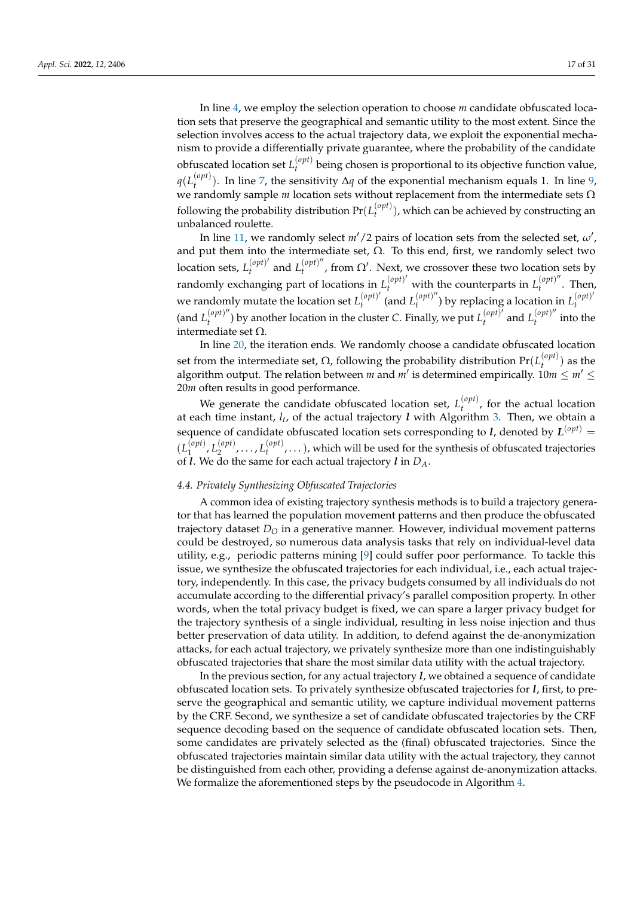In line 4, we employ the selection operation to choose $m$ candidate obfuscated location sets that preserve the geographical and semantic utility to the most extent. Since the selection involves access to the actual trajectory data, we exploit the exponential mechanism to provide a differentially private guarantee, where the probability of the candidate obfuscated location set $L_t^{(opt)}$ being chosen is proportional to its objective function value, $q(L_t^{(opt)})$. In line 7, the sensitivity $\Delta q$ of the exponential mechanism equals 1. In line 9, we randomly sample $m$ location sets without replacement from the intermediate sets $\Omega$ following the probability distribution $\Pr(L_t^{(opt)})$, which can be achieved by constructing an unbalanced roulette.

In line 11, we randomly select $m'/2$ pairs of location sets from the selected set, $\omega'$, and put them into the intermediate set, $\Omega$. To this end, first, we randomly select two location sets, $L_t^{(opt)'}$ and $L_t^{(opt)''}$, from $\Omega'$. Next, we crossover these two location sets by randomly exchanging part of locations in $L_t^{(opt)'}$ with the counterparts in $L_t^{(opt)''}$. Then, we randomly mutate the location set $L_t^{(opt)'}$ (and $L_t^{(opt)''}$) by replacing a location in $L_t^{(opt)'}$ (and $L_t^{(opt)''}$) by another location in the cluster $C$. Finally, we put $L_t^{(opt)'}$ and $L_t^{(opt)''}$ into the intermediate set $\Omega$.

In line 20, the iteration ends. We randomly choose a candidate obfuscated location set from the intermediate set, $\Omega$, following the probability distribution $\Pr(L_t^{(opt)})$ as the algorithm output. The relation between $m$ and $m'$ is determined empirically. $10m \leq m' \leq 20m$ often results in good performance.

We generate the candidate obfuscated location set, $L_t^{(opt)}$, for the actual location at each time instant, $l_t$, of the actual trajectory $\boldsymbol{l}$ with Algorithm 3. Then, we obtain a sequence of candidate obfuscated location sets corresponding to $\boldsymbol{l}$, denoted by $\boldsymbol{L}^{(opt)} = (L_1^{(opt)}, L_2^{(opt)}, \ldots, L_t^{(opt)}, \ldots)$, which will be used for the synthesis of obfuscated trajectories of $\boldsymbol{l}$. We do the same for each actual trajectory $\boldsymbol{l}$ in $D_A$.

#### *4.4. Privately Synthesizing Obfuscated Trajectories*

A common idea of existing trajectory synthesis methods is to build a trajectory generator that has learned the population movement patterns and then produce the obfuscated trajectory dataset $D_O$ in a generative manner. However, individual movement patterns could be destroyed, so numerous data analysis tasks that rely on individual-level data utility, e.g., periodic patterns mining [9] could suffer poor performance. To tackle this issue, we synthesize the obfuscated trajectories for each individual, i.e., each actual trajectory, independently. In this case, the privacy budgets consumed by all individuals do not accumulate according to the differential privacy's parallel composition property. In other words, when the total privacy budget is fixed, we can spare a larger privacy budget for the trajectory synthesis of a single individual, resulting in less noise injection and thus better preservation of data utility. In addition, to defend against the de-anonymization attacks, for each actual trajectory, we privately synthesize more than one indistinguishably obfuscated trajectories that share the most similar data utility with the actual trajectory.

In the previous section, for any actual trajectory $\boldsymbol{l}$, we obtained a sequence of candidate obfuscated location sets. To privately synthesize obfuscated trajectories for $\boldsymbol{l}$, first, to preserve the geographical and semantic utility, we capture individual movement patterns by the CRF. Second, we synthesize a set of candidate obfuscated trajectories by the CRF sequence decoding based on the sequence of candidate obfuscated location sets. Then, some candidates are privately selected as the (final) obfuscated trajectories. Since the obfuscated trajectories maintain similar data utility with the actual trajectory, they cannot be distinguished from each other, providing a defense against de-anonymization attacks. We formalize the aforementioned steps by the pseudocode in Algorithm 4.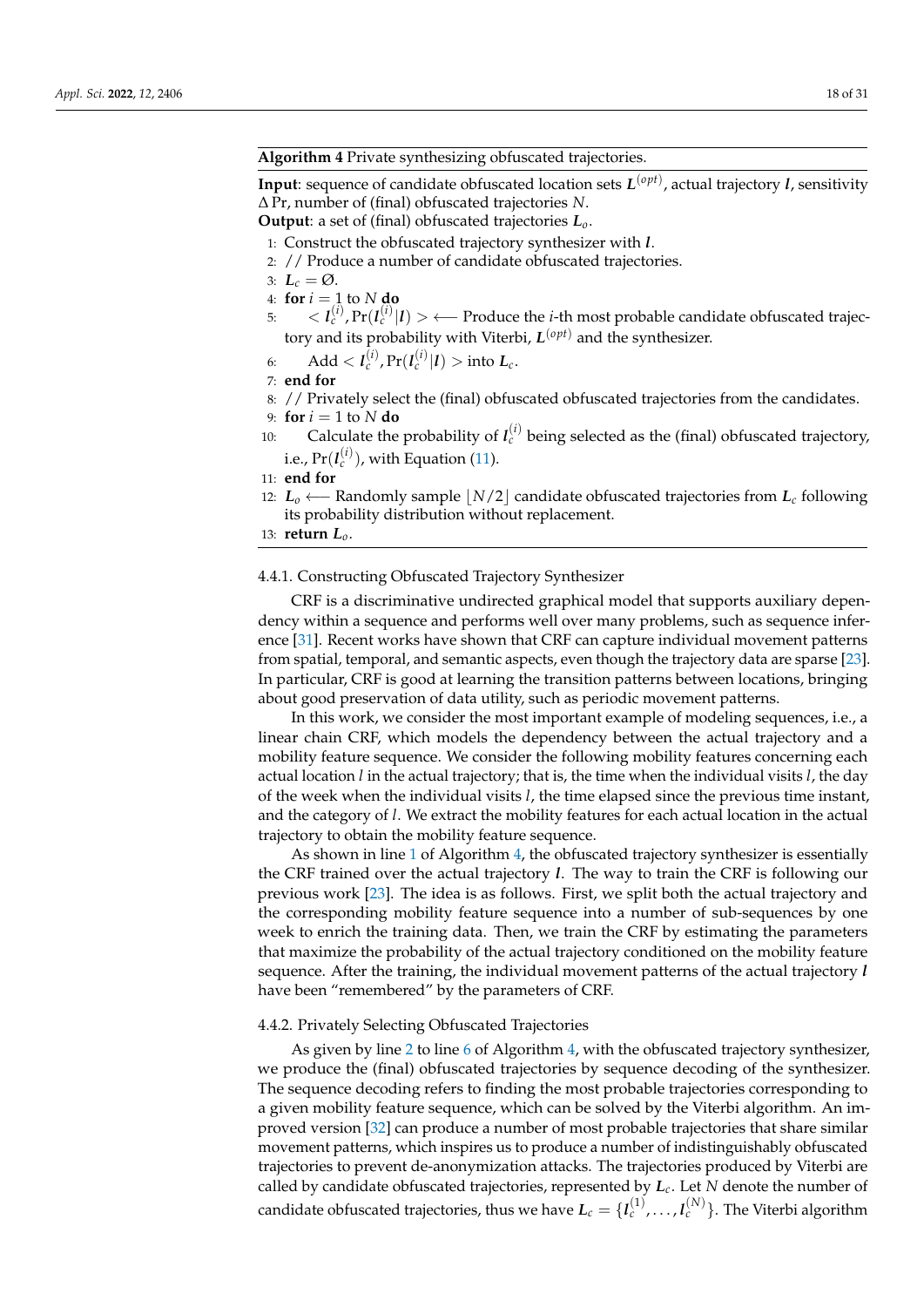**Algorithm 4** Private synthesizing obfuscated trajectories.

**Input**: sequence of candidate obfuscated location sets $\boldsymbol{L}^{(opt)}$, actual trajectory $\boldsymbol{l}$, sensitivity $\Delta \Pr$, number of (final) obfuscated trajectories $N$.
**Output**: a set of (final) obfuscated trajectories $\boldsymbol{L}_o$.

1: Construct the obfuscated trajectory synthesizer with $\boldsymbol{l}$.
2: // Produce a number of candidate obfuscated trajectories.
3: $\boldsymbol{L}_c = \emptyset$.
4: **for** $i = 1$ to $N$ **do**
5: $\quad < \boldsymbol{l}_c^{(i)}, \Pr(\boldsymbol{l}_c^{(i)}|\boldsymbol{l}) > \longleftarrow$ Produce the $i$-th most probable candidate obfuscated trajectory and its probability with Viterbi, $\boldsymbol{L}^{(opt)}$ and the synthesizer.
6: $\quad$ Add $< \boldsymbol{l}_c^{(i)}, \Pr(\boldsymbol{l}_c^{(i)}|\boldsymbol{l}) >$ into $\boldsymbol{L}_c$.
7: **end for**
8: // Privately select the (final) obfuscated trajectories from the candidates.
9: **for** $i = 1$ to $N$ **do**
10: $\quad$ Calculate the probability of $\boldsymbol{l}_c^{(i)}$ being selected as the (final) obfuscated trajectory, i.e., $\Pr(\boldsymbol{l}_c^{(i)})$, with Equation (11).
11: **end for**
12: $\boldsymbol{L}_o \longleftarrow$ Randomly sample $\lfloor N/2 \rfloor$ candidate obfuscated trajectories from $\boldsymbol{L}_c$ following its probability distribution without replacement.
13: **return** $\boldsymbol{L}_o$.

#### 4.4.1. Constructing Obfuscated Trajectory Synthesizer

CRF is a discriminative undirected graphical model that supports auxiliary dependency within a sequence and performs well over many problems, such as sequence inference [31]. Recent works have shown that CRF can capture individual movement patterns from spatial, temporal, and semantic aspects, even though the trajectory data are sparse [23]. In particular, CRF is good at learning the transition patterns between locations, bringing about good preservation of data utility, such as periodic movement patterns.

In this work, we consider the most important example of modeling sequences, i.e., a linear chain CRF, which models the dependency between the actual trajectory and a mobility feature sequence. We consider the following mobility features concerning each actual location $l$ in the actual trajectory; that is, the time when the individual visits $l$, the day of the week when the individual visits $l$, the time elapsed since the previous time instant, and the category of $l$. We extract the mobility features for each actual location in the actual trajectory to obtain the mobility feature sequence.

As shown in line 1 of Algorithm 4, the obfuscated trajectory synthesizer is essentially the CRF trained over the actual trajectory $\boldsymbol{l}$. The way to train the CRF is following our previous work [23]. The idea is as follows. First, we split both the actual trajectory and the corresponding mobility feature sequence into a number of sub-sequences by one week to enrich the training data. Then, we train the CRF by estimating the parameters that maximize the probability of the actual trajectory conditioned on the mobility feature sequence. After the training, the individual movement patterns of the actual trajectory $\boldsymbol{l}$ have been "remembered" by the parameters of CRF.

#### 4.4.2. Privately Selecting Obfuscated Trajectories

As given by line 2 to line 6 of Algorithm 4, with the obfuscated trajectory synthesizer, we produce the (final) obfuscated trajectories by sequence decoding of the synthesizer. The sequence decoding refers to finding the most probable trajectories corresponding to a given mobility feature sequence, which can be solved by the Viterbi algorithm. An improved version [32] can produce a number of most probable trajectories that share similar movement patterns, which inspires us to produce a number of indistinguishably obfuscated trajectories to prevent de-anonymization attacks. The trajectories produced by Viterbi are called by candidate obfuscated trajectories, represented by $\boldsymbol{L}_c$. Let $N$ denote the number of candidate obfuscated trajectories, thus we have $\boldsymbol{L}_c = \{\boldsymbol{l}_c^{(1)}, \ldots, \boldsymbol{l}_c^{(N)}\}$. The Viterbi algorithm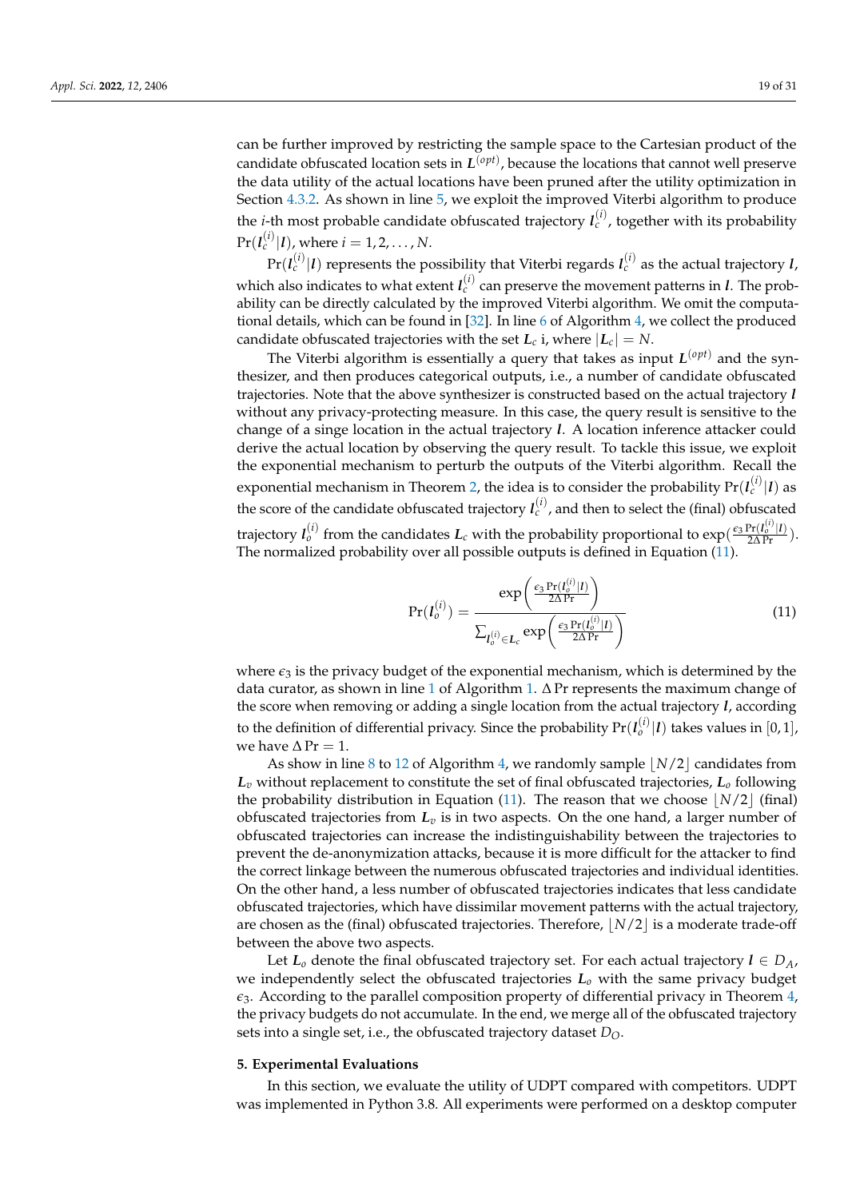can be further improved by restricting the sample space to the Cartesian product of the candidate obfuscated location sets in $\boldsymbol{L}^{(opt)}$, because the locations that cannot well preserve the data utility of the actual locations have been pruned after the utility optimization in Section 4.3.2. As shown in line 5, we exploit the improved Viterbi algorithm to produce the $i$-th most probable candidate obfuscated trajectory $\boldsymbol{l}_c^{(i)}$, together with its probability $\Pr(\boldsymbol{l}_c^{(i)}|\boldsymbol{l})$, where $i = 1, 2, \ldots, N$.

$\Pr(\boldsymbol{l}_c^{(i)}|\boldsymbol{l})$ represents the possibility that Viterbi regards $\boldsymbol{l}_c^{(i)}$ as the actual trajectory $\boldsymbol{l}$, which also indicates to what extent $\boldsymbol{l}_c^{(i)}$ can preserve the movement patterns in $\boldsymbol{l}$. The probability can be directly calculated by the improved Viterbi algorithm. We omit the computational details, which can be found in [32]. In line 6 of Algorithm 4, we collect the produced candidate obfuscated trajectories with the set $\boldsymbol{L}_c$ i, where $|\boldsymbol{L}_c| = N$.

The Viterbi algorithm is essentially a query that takes as input $\boldsymbol{L}^{(opt)}$ and the synthesizer, and then produces categorical outputs, i.e., a number of candidate obfuscated trajectories. Note that the above synthesizer is constructed based on the actual trajectory $\boldsymbol{l}$ without any privacy-protecting measure. In this case, the query result is sensitive to the change of a singe location in the actual trajectory $\boldsymbol{l}$. A location inference attacker could derive the actual location by observing the query result. To tackle this issue, we exploit the exponential mechanism to perturb the outputs of the Viterbi algorithm. Recall the exponential mechanism in Theorem 2, the idea is to consider the probability $\Pr(\boldsymbol{l}_c^{(i)}|\boldsymbol{l})$ as the score of the candidate obfuscated trajectory $\boldsymbol{l}_c^{(i)}$, and then to select the (final) obfuscated trajectory $\boldsymbol{l}_o^{(i)}$ from the candidates $\boldsymbol{L}_c$ with the probability proportional to $\exp(\frac{\epsilon_3 \Pr(\boldsymbol{l}_o^{(i)}|\boldsymbol{l})}{2\Delta \Pr})$. The normalized probability over all possible outputs is defined in Equation (11).

$$
\Pr(\boldsymbol{l}_o^{(i)}) = \frac{\exp\left(\frac{\epsilon_3 \Pr(\boldsymbol{l}_o^{(i)}|\boldsymbol{l})}{2\Delta \Pr}\right)}{\sum_{\boldsymbol{l}_o^{(i)} \in \boldsymbol{L}_c} \exp\left(\frac{\epsilon_3 \Pr(\boldsymbol{l}_o^{(i)}|\boldsymbol{l})}{2\Delta \Pr}\right)} \tag{11}
$$

where $\epsilon_3$ is the privacy budget of the exponential mechanism, which is determined by the data curator, as shown in line 1 of Algorithm 1. $\Delta \Pr$ represents the maximum change of the score when removing or adding a single location from the actual trajectory $\boldsymbol{l}$, according to the definition of differential privacy. Since the probability $\Pr(\boldsymbol{l}_o^{(i)}|\boldsymbol{l})$ takes values in $[0, 1]$, we have $\Delta \Pr = 1$.

As show in line 8 to 12 of Algorithm 4, we randomly sample $\lfloor N/2 \rfloor$ candidates from $\boldsymbol{L}_v$ without replacement to constitute the set of final obfuscated trajectories, $\boldsymbol{L}_o$ following the probability distribution in Equation (11). The reason that we choose $\lfloor N/2 \rfloor$ (final) obfuscated trajectories from $\boldsymbol{L}_v$ is in two aspects. On the one hand, a larger number of obfuscated trajectories can increase the indistinguishability between the trajectories to prevent the de-anonymization attacks, because it is more difficult for the attacker to find the correct linkage between the numerous obfuscated trajectories and individual identities. On the other hand, a less number of obfuscated trajectories indicates that less candidate obfuscated trajectories, which have dissimilar movement patterns with the actual trajectory, are chosen as the (final) obfuscated trajectories. Therefore, $\lfloor N/2 \rfloor$ is a moderate trade-off between the above two aspects.

Let $\boldsymbol{L}_o$ denote the final obfuscated trajectory set. For each actual trajectory $\boldsymbol{l} \in D_A$, we independently select the obfuscated trajectories $\boldsymbol{L}_o$ with the same privacy budget $\epsilon_3$. According to the parallel composition property of differential privacy in Theorem 4, the privacy budgets do not accumulate. In the end, we merge all of the obfuscated trajectory sets into a single set, i.e., the obfuscated trajectory dataset $D_O$.

## 5. Experimental Evaluations

In this section, we evaluate the utility of UDPT compared with competitors. UDPT was implemented in Python 3.8. All experiments were performed on a desktop computer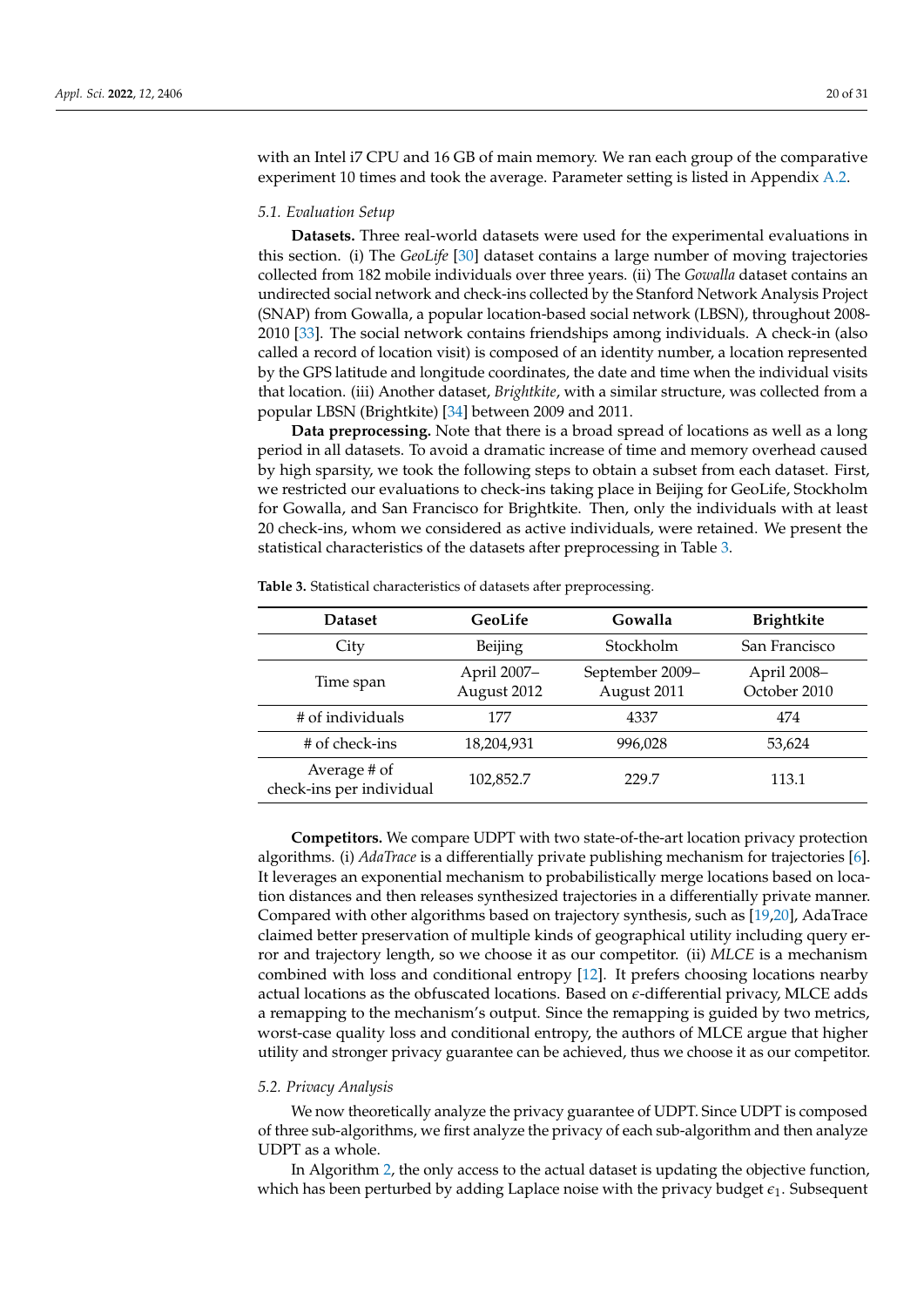with an Intel i7 CPU and 16 GB of main memory. We ran each group of the comparative experiment 10 times and took the average. Parameter setting is listed in Appendix A.2.

### 5.1. Evaluation Setup

**Datasets.** Three real-world datasets were used for the experimental evaluations in this section. (i) The *GeoLife* [30] dataset contains a large number of moving trajectories collected from 182 mobile individuals over three years. (ii) The *Gowalla* dataset contains an undirected social network and check-ins collected by the Stanford Network Analysis Project (SNAP) from Gowalla, a popular location-based social network (LBSN), throughout 2008-2010 [33]. The social network contains friendships among individuals. A check-in (also called a record of location visit) is composed of an identity number, a location represented by the GPS latitude and longitude coordinates, the date and time when the individual visits that location. (iii) Another dataset, *Brightkite*, with a similar structure, was collected from a popular LBSN (Brightkite) [34] between 2009 and 2011.

**Data preprocessing.** Note that there is a broad spread of locations as well as a long period in all datasets. To avoid a dramatic increase of time and memory overhead caused by high sparsity, we took the following steps to obtain a subset from each dataset. First, we restricted our evaluations to check-ins taking place in Beijing for GeoLife, Stockholm for Gowalla, and San Francisco for Brightkite. Then, only the individuals with at least 20 check-ins, whom we considered as active individuals, were retained. We present the statistical characteristics of the datasets after preprocessing in Table 3.

**Table 3.** Statistical characteristics of datasets after preprocessing.

| Dataset | GeoLife | Gowalla | Brightkite |
|---|---|---|---|
| City | Beijing | Stockholm | San Francisco |
| Time span | April 2007–August 2012 | September 2009–August 2011 | April 2008–October 2010 |
| # of individuals | 177 | 4337 | 474 |
| # of check-ins | 18,204,931 | 996,028 | 53,624 |
| Average # of check-ins per individual | 102,852.7 | 229.7 | 113.1 |

**Competitors.** We compare UDPT with two state-of-the-art location privacy protection algorithms. (i) *AdaTrace* is a differentially private publishing mechanism for trajectories [6]. It leverages an exponential mechanism to probabilistically merge locations based on location distances and then releases synthesized trajectories in a differentially private manner. Compared with other algorithms based on trajectory synthesis, such as [19,20], AdaTrace claimed better preservation of multiple kinds of geographical utility including query error and trajectory length, so we choose it as our competitor. (ii) *MLCE* is a mechanism combined with loss and conditional entropy [12]. It prefers choosing locations nearby actual locations as the obfuscated locations. Based on $\epsilon$-differential privacy, MLCE adds a remapping to the mechanism's output. Since the remapping is guided by two metrics, worst-case quality loss and conditional entropy, the authors of MLCE argue that higher utility and stronger privacy guarantee can be achieved, thus we choose it as our competitor.

### 5.2. Privacy Analysis

We now theoretically analyze the privacy guarantee of UDPT. Since UDPT is composed of three sub-algorithms, we first analyze the privacy of each sub-algorithm and then analyze UDPT as a whole.

In Algorithm 2, the only access to the actual dataset is updating the objective function, which has been perturbed by adding Laplace noise with the privacy budget $\epsilon_1$. Subsequent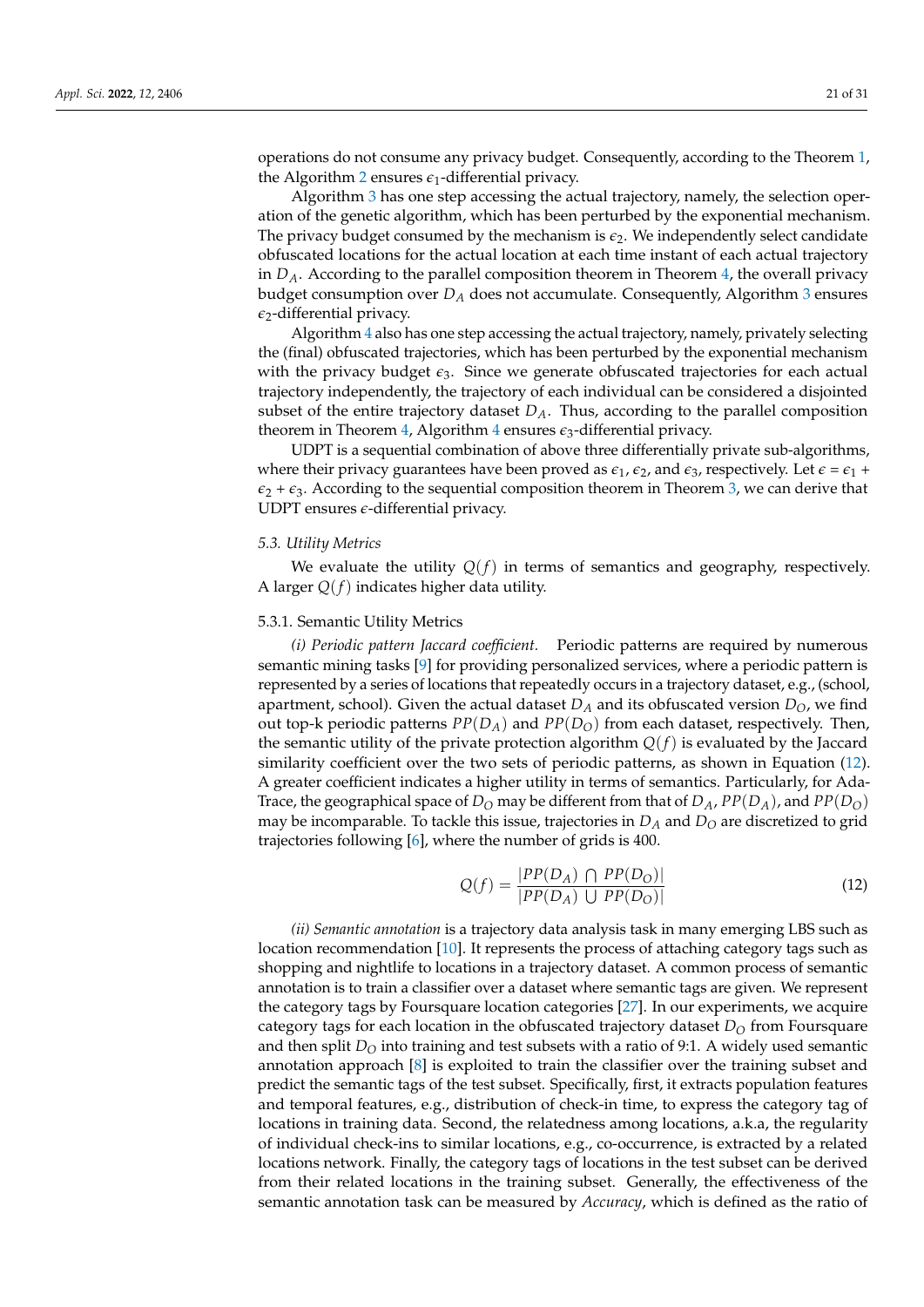operations do not consume any privacy budget. Consequently, according to the Theorem 1, the Algorithm 2 ensures $\epsilon_1$-differential privacy.

Algorithm 3 has one step accessing the actual trajectory, namely, the selection operation of the genetic algorithm, which has been perturbed by the exponential mechanism. The privacy budget consumed by the mechanism is $\epsilon_2$. We independently select candidate obfuscated locations for the actual location at each time instant of each actual trajectory in $D_A$. According to the parallel composition theorem in Theorem 4, the overall privacy budget consumption over $D_A$ does not accumulate. Consequently, Algorithm 3 ensures $\epsilon_2$-differential privacy.

Algorithm 4 also has one step accessing the actual trajectory, namely, privately selecting the (final) obfuscated trajectories, which has been perturbed by the exponential mechanism with the privacy budget $\epsilon_3$. Since we generate obfuscated trajectories for each actual trajectory independently, the trajectory of each individual can be considered a disjointed subset of the entire trajectory dataset $D_A$. Thus, according to the parallel composition theorem in Theorem 4, Algorithm 4 ensures $\epsilon_3$-differential privacy.

UDPT is a sequential combination of above three differentially private sub-algorithms, where their privacy guarantees have been proved as $\epsilon_1$, $\epsilon_2$, and $\epsilon_3$, respectively. Let $\epsilon = \epsilon_1 + \epsilon_2 + \epsilon_3$. According to the sequential composition theorem in Theorem 3, we can derive that UDPT ensures $\epsilon$-differential privacy.

### 5.3. Utility Metrics

We evaluate the utility $Q(f)$ in terms of semantics and geography, respectively. A larger $Q(f)$ indicates higher data utility.

#### 5.3.1. Semantic Utility Metrics

*(i) Periodic pattern Jaccard coefficient.* Periodic patterns are required by numerous semantic mining tasks [9] for providing personalized services, where a periodic pattern is represented by a series of locations that repeatedly occurs in a trajectory dataset, e.g., (school, apartment, school). Given the actual dataset $D_A$ and its obfuscated version $D_O$, we find out top-k periodic patterns $PP(D_A)$ and $PP(D_O)$ from each dataset, respectively. Then, the semantic utility of the private protection algorithm $Q(f)$ is evaluated by the Jaccard similarity coefficient over the two sets of periodic patterns, as shown in Equation (12). A greater coefficient indicates a higher utility in terms of semantics. Particularly, for AdaTrace, the geographical space of $D_O$ may be different from that of $D_A$, $PP(D_A)$, and $PP(D_O)$ may be incomparable. To tackle this issue, trajectories in $D_A$ and $D_O$ are discretized to grid trajectories following [6], where the number of grids is 400.

$$Q(f) = \frac{|PP(D_A) \cap PP(D_O)|}{|PP(D_A) \cup PP(D_O)|} \tag{12}$$

*(ii) Semantic annotation* is a trajectory data analysis task in many emerging LBS such as location recommendation [10]. It represents the process of attaching category tags such as shopping and nightlife to locations in a trajectory dataset. A common process of semantic annotation is to train a classifier over a dataset where semantic tags are given. We represent the category tags by Foursquare location categories [27]. In our experiments, we acquire category tags for each location in the obfuscated trajectory dataset $D_O$ from Foursquare and then split $D_O$ into training and test subsets with a ratio of 9:1. A widely used semantic annotation approach [8] is exploited to train the classifier over the training subset and predict the semantic tags of the test subset. Specifically, first, it extracts population features and temporal features, e.g., distribution of check-in time, to express the category tag of locations in training data. Second, the relatedness among locations, a.k.a, the regularity of individual check-ins to similar locations, e.g., co-occurrence, is extracted by a related locations network. Finally, the category tags of locations in the test subset can be derived from their related locations in the training subset. Generally, the effectiveness of the semantic annotation task can be measured by *Accuracy*, which is defined as the ratio of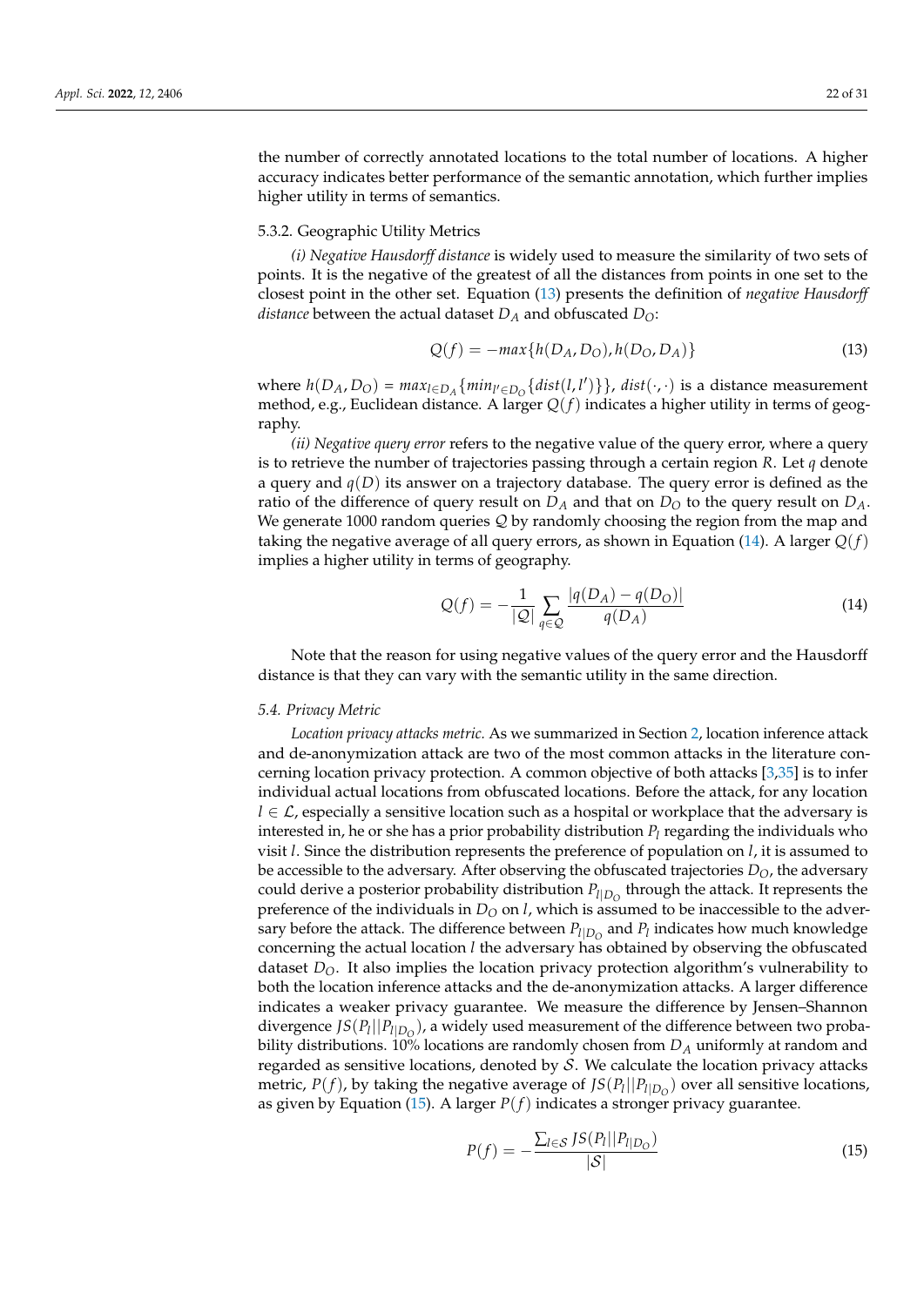the number of correctly annotated locations to the total number of locations. A higher accuracy indicates better performance of the semantic annotation, which further implies higher utility in terms of semantics.

#### 5.3.2. Geographic Utility Metrics

*(i) Negative Hausdorff distance* is widely used to measure the similarity of two sets of points. It is the negative of the greatest of all the distances from points in one set to the closest point in the other set. Equation (13) presents the definition of *negative Hausdorff distance* between the actual dataset $D_A$ and obfuscated $D_O$:

$$Q(f) = -max\{h(D_A, D_O), h(D_O, D_A)\} \tag{13}$$

where $h(D_A, D_O) = max_{l \in D_A}\{min_{l' \in D_O}\{dist(l, l')\}\}$, $dist(\cdot, \cdot)$ is a distance measurement method, e.g., Euclidean distance. A larger $Q(f)$ indicates a higher utility in terms of geography.

*(ii) Negative query error* refers to the negative value of the query error, where a query is to retrieve the number of trajectories passing through a certain region $R$. Let $q$ denote a query and $q(D)$ its answer on a trajectory database. The query error is defined as the ratio of the difference of query result on $D_A$ and that on $D_O$ to the query result on $D_A$. We generate 1000 random queries $\mathcal{Q}$ by randomly choosing the region from the map and taking the negative average of all query errors, as shown in Equation (14). A larger $Q(f)$ implies a higher utility in terms of geography.

$$Q(f) = -\frac{1}{|\mathcal{Q}|}\sum_{q \in \mathcal{Q}} \frac{|q(D_A) - q(D_O)|}{q(D_A)} \tag{14}$$

Note that the reason for using negative values of the query error and the Hausdorff distance is that they can vary with the semantic utility in the same direction.

### 5.4. Privacy Metric

*Location privacy attacks metric.* As we summarized in Section 2, location inference attack and de-anonymization attack are two of the most common attacks in the literature concerning location privacy protection. A common objective of both attacks [3,35] is to infer individual actual locations from obfuscated locations. Before the attack, for any location $l \in \mathcal{L}$, especially a sensitive location such as a hospital or workplace that the adversary is interested in, he or she has a prior probability distribution $P_l$ regarding the individuals who visit $l$. Since the distribution represents the preference of population on $l$, it is assumed to be accessible to the adversary. After observing the obfuscated trajectories $D_O$, the adversary could derive a posterior probability distribution $P_{l|D_O}$ through the attack. It represents the preference of the individuals in $D_O$ on $l$, which is assumed to be inaccessible to the adversary before the attack. The difference between $P_{l|D_O}$ and $P_l$ indicates how much knowledge concerning the actual location $l$ the adversary has obtained by observing the obfuscated dataset $D_O$. It also implies the location privacy protection algorithm's vulnerability to both the location inference attacks and the de-anonymization attacks. A larger difference indicates a weaker privacy guarantee. We measure the difference by Jensen–Shannon divergence $JS(P_l||P_{l|D_O})$, a widely used measurement of the difference between two probability distributions. 10% locations are randomly chosen from $D_A$ uniformly at random and regarded as sensitive locations, denoted by $\mathcal{S}$. We calculate the location privacy attacks metric, $P(f)$, by taking the negative average of $JS(P_l||P_{l|D_O})$ over all sensitive locations, as given by Equation (15). A larger $P(f)$ indicates a stronger privacy guarantee.

$$P(f) = -\frac{\sum_{l \in \mathcal{S}} JS(P_l||P_{l|D_O})}{|\mathcal{S}|} \tag{15}$$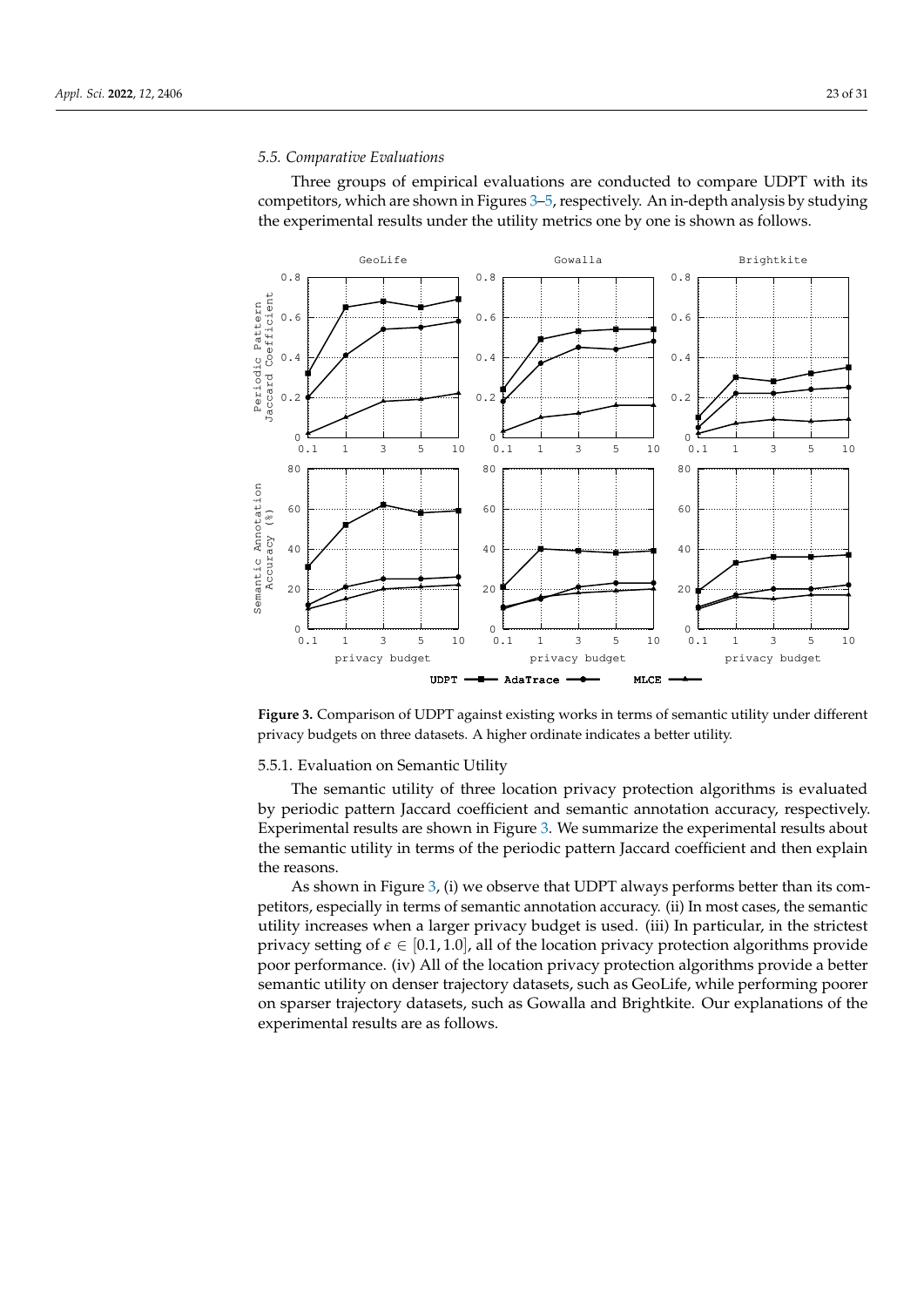### 5.5. Comparative Evaluations

Three groups of empirical evaluations are conducted to compare UDPT with its competitors, which are shown in Figures 3–5, respectively. An in-depth analysis by studying the experimental results under the utility metrics one by one is shown as follows.

**Figure 3.** Comparison of UDPT against existing works in terms of semantic utility under different privacy budgets on three datasets. A higher ordinate indicates a better utility.

#### 5.5.1. Evaluation on Semantic Utility

The semantic utility of three location privacy protection algorithms is evaluated by periodic pattern Jaccard coefficient and semantic annotation accuracy, respectively. Experimental results are shown in Figure 3. We summarize the experimental results about the semantic utility in terms of the periodic pattern Jaccard coefficient and then explain the reasons.

As shown in Figure 3, (i) we observe that UDPT always performs better than its competitors, especially in terms of semantic annotation accuracy. (ii) In most cases, the semantic utility increases when a larger privacy budget is used. (iii) In particular, in the strictest privacy setting of $\epsilon \in [0.1, 1.0]$, all of the location privacy protection algorithms provide poor performance. (iv) All of the location privacy protection algorithms provide a better semantic utility on denser trajectory datasets, such as GeoLife, while performing poorer on sparser trajectory datasets, such as Gowalla and Brightkite. Our explanations of the experimental results are as follows.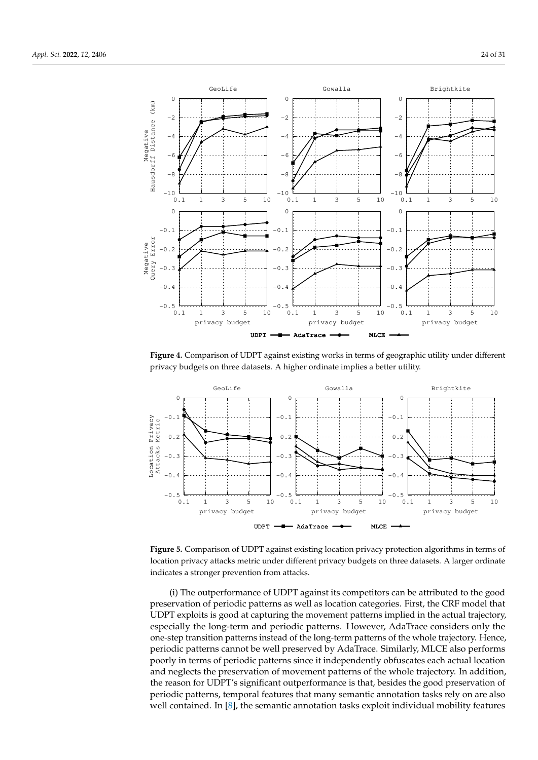**Figure 4.** Comparison of UDPT against existing works in terms of geographic utility under different privacy budgets on three datasets. A higher ordinate implies a better utility.

**Figure 5.** Comparison of UDPT against existing location privacy protection algorithms in terms of location privacy attacks metric under different privacy budgets on three datasets. A larger ordinate indicates a stronger prevention from attacks.

(i) The outperformance of UDPT against its competitors can be attributed to the good preservation of periodic patterns as well as location categories. First, the CRF model that UDPT exploits is good at capturing the movement patterns implied in the actual trajectory, especially the long-term and periodic patterns. However, AdaTrace considers only the one-step transition patterns instead of the long-term patterns of the whole trajectory. Hence, periodic patterns cannot be well preserved by AdaTrace. Similarly, MLCE also performs poorly in terms of periodic patterns since it independently obfuscates each actual location and neglects the preservation of movement patterns of the whole trajectory. In addition, the reason for UDPT's significant outperformance is that, besides the good preservation of periodic patterns, temporal features that many semantic annotation tasks rely on are also well contained. In [8], the semantic annotation tasks exploit individual mobility features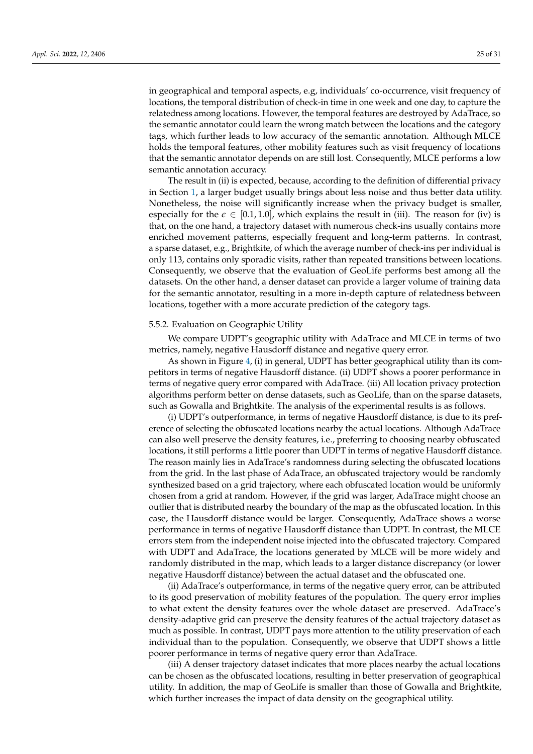in geographical and temporal aspects, e.g, individuals' co-occurrence, visit frequency of locations, the temporal distribution of check-in time in one week and one day, to capture the relatedness among locations. However, the temporal features are destroyed by AdaTrace, so the semantic annotator could learn the wrong match between the locations and the category tags, which further leads to low accuracy of the semantic annotation. Although MLCE holds the temporal features, other mobility features such as visit frequency of locations that the semantic annotator depends on are still lost. Consequently, MLCE performs a low semantic annotation accuracy.

The result in (ii) is expected, because, according to the definition of differential privacy in Section 1, a larger budget usually brings about less noise and thus better data utility. Nonetheless, the noise will significantly increase when the privacy budget is smaller, especially for the $\epsilon \in [0.1, 1.0]$, which explains the result in (iii). The reason for (iv) is that, on the one hand, a trajectory dataset with numerous check-ins usually contains more enriched movement patterns, especially frequent and long-term patterns. In contrast, a sparse dataset, e.g., Brightkite, of which the average number of check-ins per individual is only 113, contains only sporadic visits, rather than repeated transitions between locations. Consequently, we observe that the evaluation of GeoLife performs best among all the datasets. On the other hand, a denser dataset can provide a larger volume of training data for the semantic annotator, resulting in a more in-depth capture of relatedness between locations, together with a more accurate prediction of the category tags.

#### 5.5.2. Evaluation on Geographic Utility

We compare UDPT's geographic utility with AdaTrace and MLCE in terms of two metrics, namely, negative Hausdorff distance and negative query error.

As shown in Figure 4, (i) in general, UDPT has better geographical utility than its competitors in terms of negative Hausdorff distance. (ii) UDPT shows a poorer performance in terms of negative query error compared with AdaTrace. (iii) All location privacy protection algorithms perform better on dense datasets, such as GeoLife, than on the sparse datasets, such as Gowalla and Brightkite. The analysis of the experimental results is as follows.

(i) UDPT's outperformance, in terms of negative Hausdorff distance, is due to its preference of selecting the obfuscated locations nearby the actual locations. Although AdaTrace can also well preserve the density features, i.e., preferring to choosing nearby obfuscated locations, it still performs a little poorer than UDPT in terms of negative Hausdorff distance. The reason mainly lies in AdaTrace's randomness during selecting the obfuscated locations from the grid. In the last phase of AdaTrace, an obfuscated trajectory would be randomly synthesized based on a grid trajectory, where each obfuscated location would be uniformly chosen from a grid at random. However, if the grid was larger, AdaTrace might choose an outlier that is distributed nearby the boundary of the map as the obfuscated location. In this case, the Hausdorff distance would be larger. Consequently, AdaTrace shows a worse performance in terms of negative Hausdorff distance than UDPT. In contrast, the MLCE errors stem from the independent noise injected into the obfuscated trajectory. Compared with UDPT and AdaTrace, the locations generated by MLCE will be more widely and randomly distributed in the map, which leads to a larger distance discrepancy (or lower negative Hausdorff distance) between the actual dataset and the obfuscated one.

(ii) AdaTrace's outperformance, in terms of the negative query error, can be attributed to its good preservation of mobility features of the population. The query error implies to what extent the density features over the whole dataset are preserved. AdaTrace's density-adaptive grid can preserve the density features of the actual trajectory dataset as much as possible. In contrast, UDPT pays more attention to the utility preservation of each individual than to the population. Consequently, we observe that UDPT shows a little poorer performance in terms of negative query error than AdaTrace.

(iii) A denser trajectory dataset indicates that more places nearby the actual locations can be chosen as the obfuscated locations, resulting in better preservation of geographical utility. In addition, the map of GeoLife is smaller than those of Gowalla and Brightkite, which further increases the impact of data density on the geographical utility.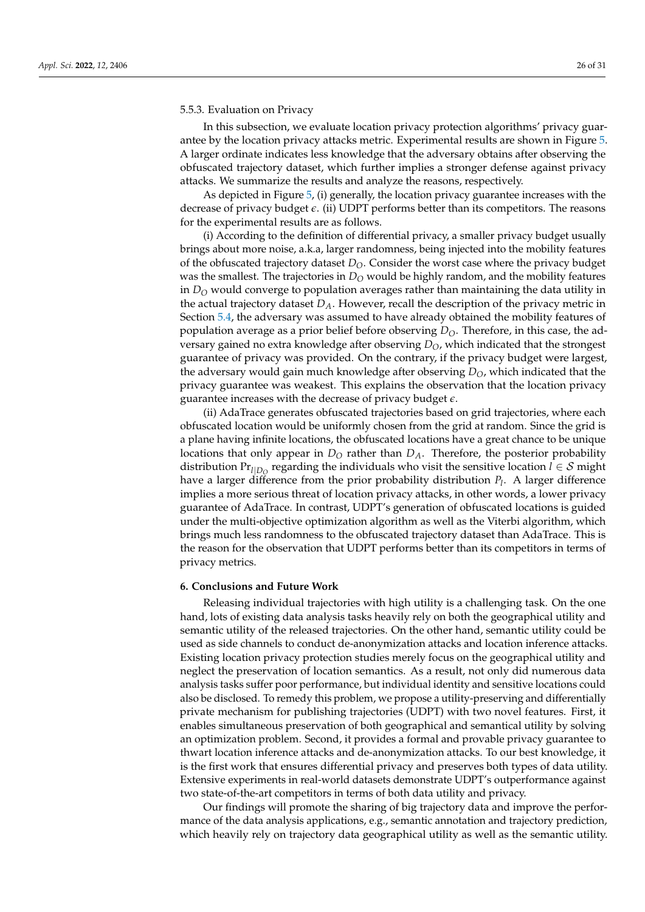#### 5.5.3. Evaluation on Privacy

In this subsection, we evaluate location privacy protection algorithms' privacy guarantee by the location privacy attacks metric. Experimental results are shown in Figure 5. A larger ordinate indicates less knowledge that the adversary obtains after observing the obfuscated trajectory dataset, which further implies a stronger defense against privacy attacks. We summarize the results and analyze the reasons, respectively.

As depicted in Figure 5, (i) generally, the location privacy guarantee increases with the decrease of privacy budget $\epsilon$. (ii) UDPT performs better than its competitors. The reasons for the experimental results are as follows.

(i) According to the definition of differential privacy, a smaller privacy budget usually brings about more noise, a.k.a, larger randomness, being injected into the mobility features of the obfuscated trajectory dataset $D_O$. Consider the worst case where the privacy budget was the smallest. The trajectories in $D_O$ would be highly random, and the mobility features in $D_O$ would converge to population averages rather than maintaining the data utility in the actual trajectory dataset $D_A$. However, recall the description of the privacy metric in Section 5.4, the adversary was assumed to have already obtained the mobility features of population average as a prior belief before observing $D_O$. Therefore, in this case, the adversary gained no extra knowledge after observing $D_O$, which indicated that the strongest guarantee of privacy was provided. On the contrary, if the privacy budget were largest, the adversary would gain much knowledge after observing $D_O$, which indicated that the privacy guarantee was weakest. This explains the observation that the location privacy guarantee increases with the decrease of privacy budget $\epsilon$.

(ii) AdaTrace generates obfuscated trajectories based on grid trajectories, where each obfuscated location would be uniformly chosen from the grid at random. Since the grid is a plane having infinite locations, the obfuscated locations have a great chance to be unique locations that only appear in $D_O$ rather than $D_A$. Therefore, the posterior probability distribution $\Pr_{l|D_O}$ regarding the individuals who visit the sensitive location $l \in \mathcal{S}$ might have a larger difference from the prior probability distribution $P_l$. A larger difference implies a more serious threat of location privacy attacks, in other words, a lower privacy guarantee of AdaTrace. In contrast, UDPT's generation of obfuscated locations is guided under the multi-objective optimization algorithm as well as the Viterbi algorithm, which brings much less randomness to the obfuscated trajectory dataset than AdaTrace. This is the reason for the observation that UDPT performs better than its competitors in terms of privacy metrics.

## 6. Conclusions and Future Work

Releasing individual trajectories with high utility is a challenging task. On the one hand, lots of existing data analysis tasks heavily rely on both the geographical utility and semantic utility of the released trajectories. On the other hand, semantic utility could be used as side channels to conduct de-anonymization attacks and location inference attacks. Existing location privacy protection studies merely focus on the geographical utility and neglect the preservation of location semantics. As a result, not only did numerous data analysis tasks suffer poor performance, but individual identity and sensitive locations could also be disclosed. To remedy this problem, we propose a utility-preserving and differentially private mechanism for publishing trajectories (UDPT) with two novel features. First, it enables simultaneous preservation of both geographical and semantical utility by solving an optimization problem. Second, it provides a formal and provable privacy guarantee to thwart location inference attacks and de-anonymization attacks. To our best knowledge, it is the first work that ensures differential privacy and preserves both types of data utility. Extensive experiments in real-world datasets demonstrate UDPT's outperformance against two state-of-the-art competitors in terms of both data utility and privacy.

Our findings will promote the sharing of big trajectory data and improve the performance of the data analysis applications, e.g., semantic annotation and trajectory prediction, which heavily rely on trajectory data geographical utility as well as the semantic utility.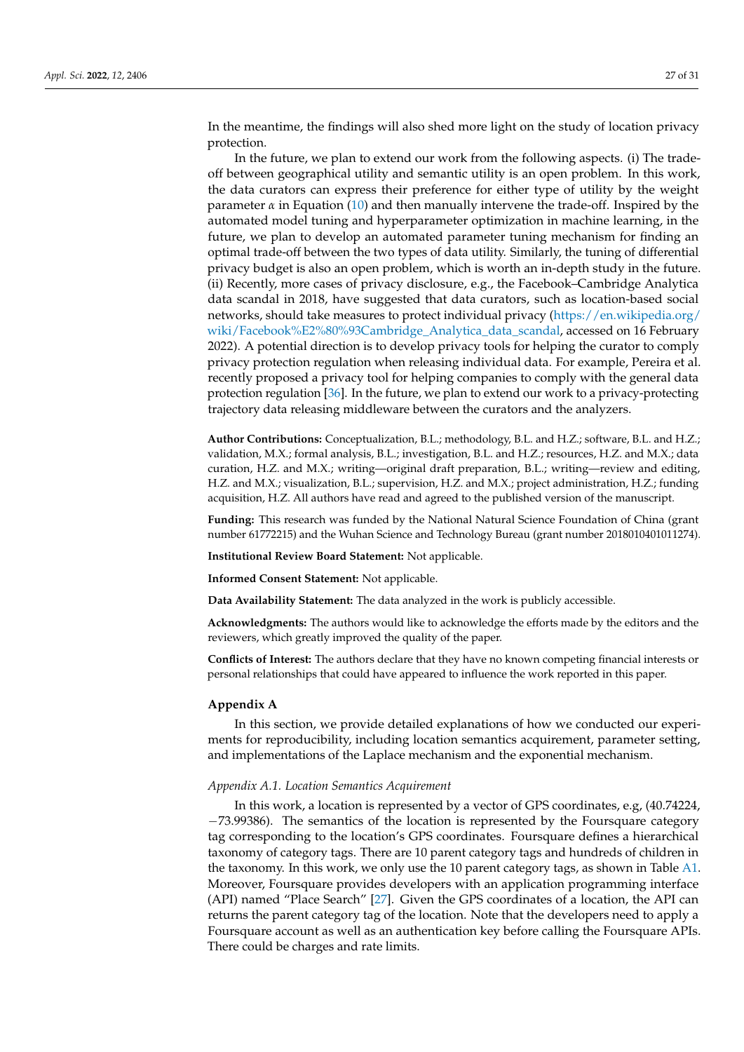In the meantime, the findings will also shed more light on the study of location privacy protection.

In the future, we plan to extend our work from the following aspects. (i) The trade-off between geographical utility and semantic utility is an open problem. In this work, the data curators can express their preference for either type of utility by the weight parameter $\alpha$ in Equation (10) and then manually intervene the trade-off. Inspired by the automated model tuning and hyperparameter optimization in machine learning, in the future, we plan to develop an automated parameter tuning mechanism for finding an optimal trade-off between the two types of data utility. Similarly, the tuning of differential privacy budget is also an open problem, which is worth an in-depth study in the future. (ii) Recently, more cases of privacy disclosure, e.g., the Facebook–Cambridge Analytica data scandal in 2018, have suggested that data curators, such as location-based social networks, should take measures to protect individual privacy (https://en.wikipedia.org/wiki/Facebook%E2%80%93Cambridge_Analytica_data_scandal, accessed on 16 February 2022). A potential direction is to develop privacy tools for helping the curator to comply privacy protection regulation when releasing individual data. For example, Pereira et al. recently proposed a privacy tool for helping companies to comply with the general data protection regulation [36]. In the future, we plan to extend our work to a privacy-protecting trajectory data releasing middleware between the curators and the analyzers.

**Author Contributions:** Conceptualization, B.L.; methodology, B.L. and H.Z.; software, B.L. and H.Z.; validation, M.X.; formal analysis, B.L.; investigation, B.L. and H.Z.; resources, H.Z. and M.X.; data curation, H.Z. and M.X.; writing—original draft preparation, B.L.; writing—review and editing, H.Z. and M.X.; visualization, B.L.; supervision, H.Z. and M.X.; project administration, H.Z.; funding acquisition, H.Z. All authors have read and agreed to the published version of the manuscript.

**Funding:** This research was funded by the National Natural Science Foundation of China (grant number 61772215) and the Wuhan Science and Technology Bureau (grant number 2018010401011274).

**Institutional Review Board Statement:** Not applicable.

**Informed Consent Statement:** Not applicable.

**Data Availability Statement:** The data analyzed in the work is publicly accessible.

**Acknowledgments:** The authors would like to acknowledge the efforts made by the editors and the reviewers, which greatly improved the quality of the paper.

**Conflicts of Interest:** The authors declare that they have no known competing financial interests or personal relationships that could have appeared to influence the work reported in this paper.

## Appendix A

In this section, we provide detailed explanations of how we conducted our experiments for reproducibility, including location semantics acquirement, parameter setting, and implementations of the Laplace mechanism and the exponential mechanism.

### *Appendix A.1. Location Semantics Acquirement*

In this work, a location is represented by a vector of GPS coordinates, e.g, (40.74224, −73.99386). The semantics of the location is represented by the Foursquare category tag corresponding to the location's GPS coordinates. Foursquare defines a hierarchical taxonomy of category tags. There are 10 parent category tags and hundreds of children in the taxonomy. In this work, we only use the 10 parent category tags, as shown in Table A1. Moreover, Foursquare provides developers with an application programming interface (API) named "Place Search" [27]. Given the GPS coordinates of a location, the API can returns the parent category tag of the location. Note that the developers need to apply a Foursquare account as well as an authentication key before calling the Foursquare APIs. There could be charges and rate limits.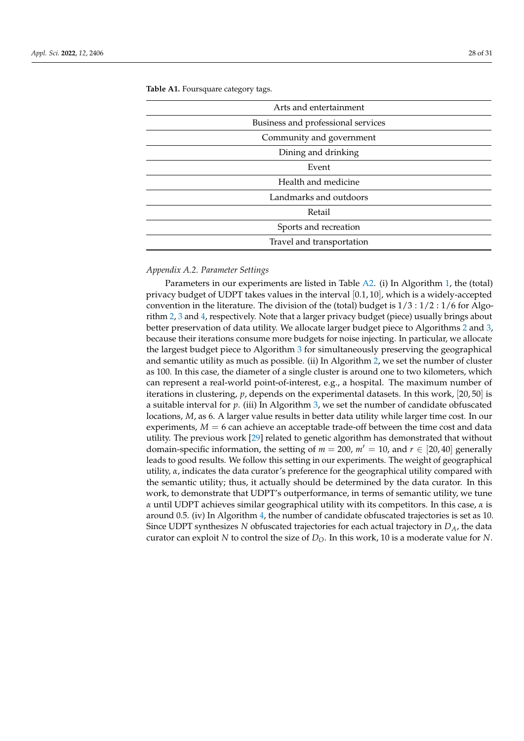**Table A1.** Foursquare category tags.

| Arts and entertainment |
|---|
| Business and professional services |
| Community and government |
| Dining and drinking |
| Event |
| Health and medicine |
| Landmarks and outdoors |
| Retail |
| Sports and recreation |
| Travel and transportation |

*Appendix A.2. Parameter Settings*

Parameters in our experiments are listed in Table A2. (i) In Algorithm 1, the (total) privacy budget of UDPT takes values in the interval $[0.1, 10]$, which is a widely-accepted convention in the literature. The division of the (total) budget is $1/3 : 1/2 : 1/6$ for Algorithm 2, 3 and 4, respectively. Note that a larger privacy budget (piece) usually brings about better preservation of data utility. We allocate larger budget piece to Algorithms 2 and 3, because their iterations consume more budgets for noise injecting. In particular, we allocate the largest budget piece to Algorithm 3 for simultaneously preserving the geographical and semantic utility as much as possible. (ii) In Algorithm 2, we set the number of cluster as 100. In this case, the diameter of a single cluster is around one to two kilometers, which can represent a real-world point-of-interest, e.g., a hospital. The maximum number of iterations in clustering, $p$, depends on the experimental datasets. In this work, $[20, 50]$ is a suitable interval for $p$. (iii) In Algorithm 3, we set the number of candidate obfuscated locations, $M$, as 6. A larger value results in better data utility while larger time cost. In our experiments, $M = 6$ can achieve an acceptable trade-off between the time cost and data utility. The previous work [29] related to genetic algorithm has demonstrated that without domain-specific information, the setting of $m = 200$, $m' = 10$, and $r \in [20, 40]$ generally leads to good results. We follow this setting in our experiments. The weight of geographical utility, $\alpha$, indicates the data curator's preference for the geographical utility compared with the semantic utility; thus, it actually should be determined by the data curator. In this work, to demonstrate that UDPT's outperformance, in terms of semantic utility, we tune $\alpha$ until UDPT achieves similar geographical utility with its competitors. In this case, $\alpha$ is around 0.5. (iv) In Algorithm 4, the number of candidate obfuscated trajectories is set as 10. Since UDPT synthesizes $N$ obfuscated trajectories for each actual trajectory in $D_A$, the data curator can exploit $N$ to control the size of $D_O$. In this work, 10 is a moderate value for $N$.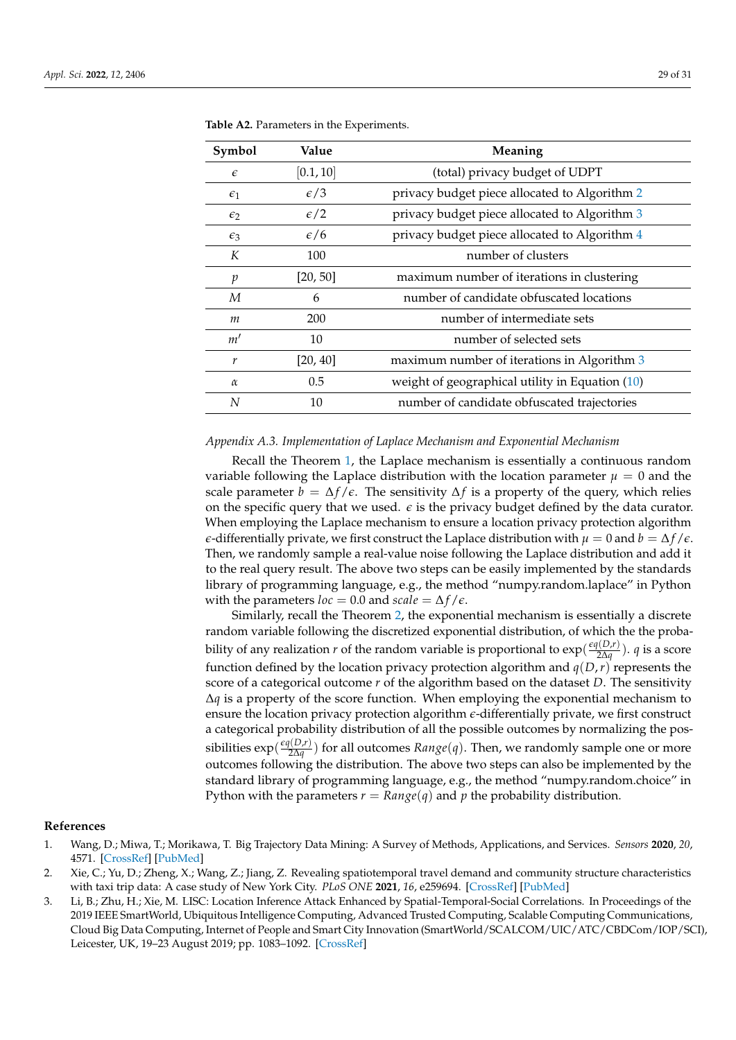**Table A2.** Parameters in the Experiments.

| Symbol | Value | Meaning |
|---|---|---|
| $\epsilon$ | $[0.1, 10]$ | (total) privacy budget of UDPT |
| $\epsilon_1$ | $\epsilon/3$ | privacy budget piece allocated to Algorithm 2 |
| $\epsilon_2$ | $\epsilon/2$ | privacy budget piece allocated to Algorithm 3 |
| $\epsilon_3$ | $\epsilon/6$ | privacy budget piece allocated to Algorithm 4 |
| $K$ | 100 | number of clusters |
| $p$ | [20, 50] | maximum number of iterations in clustering |
| $M$ | 6 | number of candidate obfuscated locations |
| $m$ | 200 | number of intermediate sets |
| $m'$ | 10 | number of selected sets |
| $r$ | [20, 40] | maximum number of iterations in Algorithm 3 |
| $\alpha$ | 0.5 | weight of geographical utility in Equation (10) |
| $N$ | 10 | number of candidate obfuscated trajectories |

*Appendix A.3. Implementation of Laplace Mechanism and Exponential Mechanism*

Recall the Theorem 1, the Laplace mechanism is essentially a continuous random variable following the Laplace distribution with the location parameter $\mu = 0$ and the scale parameter $b = \Delta f/\epsilon$. The sensitivity $\Delta f$ is a property of the query, which relies on the specific query that we used. $\epsilon$ is the privacy budget defined by the data curator. When employing the Laplace mechanism to ensure a location privacy protection algorithm $\epsilon$-differentially private, we first construct the Laplace distribution with $\mu = 0$ and $b = \Delta f/\epsilon$. Then, we randomly sample a real-value noise following the Laplace distribution and add it to the real query result. The above two steps can be easily implemented by the standards library of programming language, e.g., the method "numpy.random.laplace" in Python with the parameters $loc = 0.0$ and $scale = \Delta f/\epsilon$.

Similarly, recall the Theorem 2, the exponential mechanism is essentially a discrete random variable following the discretized exponential distribution, of which the the probability of any realization $r$ of the random variable is proportional to $\exp(\frac{\epsilon q(D,r)}{2\Delta q})$. $q$ is a score function defined by the location privacy protection algorithm and $q(D,r)$ represents the score of a categorical outcome $r$ of the algorithm based on the dataset $D$. The sensitivity $\Delta q$ is a property of the score function. When employing the exponential mechanism to ensure the location privacy protection algorithm $\epsilon$-differentially private, we first construct a categorical probability distribution of all the possible outcomes by normalizing the possibilities $\exp(\frac{\epsilon q(D,r)}{2\Delta q})$ for all outcomes $Range(q)$. Then, we randomly sample one or more outcomes following the distribution. The above two steps can also be implemented by the standard library of programming language, e.g., the method "numpy.random.choice" in Python with the parameters $r = Range(q)$ and $p$ the probability distribution.

## References

1. Wang, D.; Miwa, T.; Morikawa, T. Big Trajectory Data Mining: A Survey of Methods, Applications, and Services. *Sensors* **2020**, *20*, 4571. [CrossRef] [PubMed]
2. Xie, C.; Yu, D.; Zheng, X.; Wang, Z.; Jiang, Z. Revealing spatiotemporal travel demand and community structure characteristics with taxi trip data: A case study of New York City. *PLoS ONE* **2021**, *16*, e259694. [CrossRef] [PubMed]
3. Li, B.; Zhu, H.; Xie, M. LISC: Location Inference Attack Enhanced by Spatial-Temporal-Social Correlations. In Proceedings of the 2019 IEEE SmartWorld, Ubiquitous Intelligence Computing, Advanced Trusted Computing, Scalable Computing Communications, Cloud Big Data Computing, Internet of People and Smart City Innovation (SmartWorld/SCALCOM/UIC/ATC/CBDCom/IOP/SCI), Leicester, UK, 19–23 August 2019; pp. 1083–1092. [CrossRef]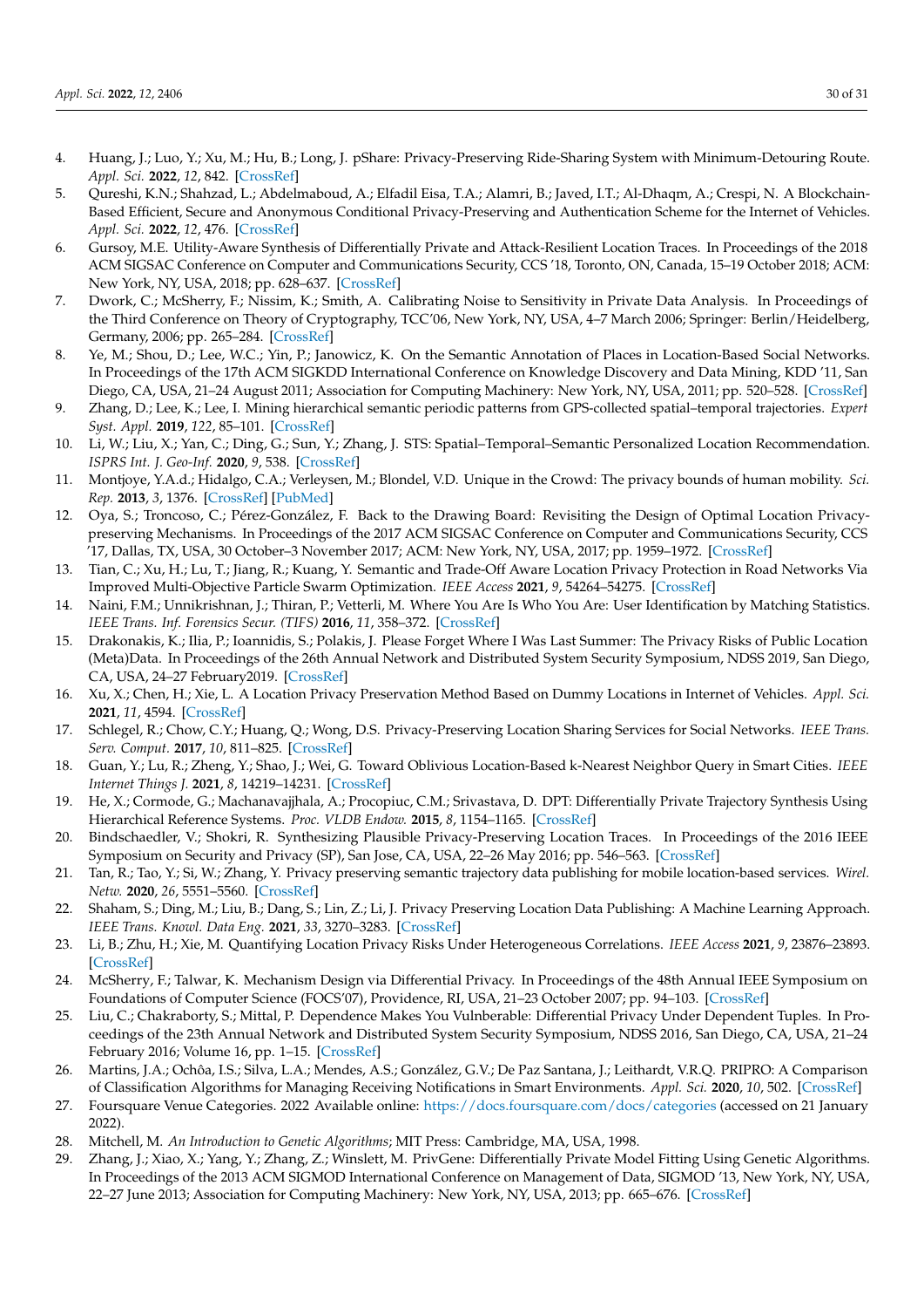4. Huang, J.; Luo, Y.; Xu, M.; Hu, B.; Long, J. pShare: Privacy-Preserving Ride-Sharing System with Minimum-Detouring Route. *Appl. Sci.* **2022**, *12*, 842. [CrossRef]
5. Qureshi, K.N.; Shahzad, L.; Abdelmaboud, A.; Elfadil Eisa, T.A.; Alamri, B.; Javed, I.T.; Al-Dhaqm, A.; Crespi, N. A Blockchain-Based Efficient, Secure and Anonymous Conditional Privacy-Preserving and Authentication Scheme for the Internet of Vehicles. *Appl. Sci.* **2022**, *12*, 476. [CrossRef]
6. Gursoy, M.E. Utility-Aware Synthesis of Differentially Private and Attack-Resilient Location Traces. In Proceedings of the 2018 ACM SIGSAC Conference on Computer and Communications Security, CCS '18, Toronto, ON, Canada, 15–19 October 2018; ACM: New York, NY, USA, 2018; pp. 628–637. [CrossRef]
7. Dwork, C.; McSherry, F.; Nissim, K.; Smith, A. Calibrating Noise to Sensitivity in Private Data Analysis. In Proceedings of the Third Conference on Theory of Cryptography, TCC'06, New York, NY, USA, 4–7 March 2006; Springer: Berlin/Heidelberg, Germany, 2006; pp. 265–284. [CrossRef]
8. Ye, M.; Shou, D.; Lee, W.C.; Yin, P.; Janowicz, K. On the Semantic Annotation of Places in Location-Based Social Networks. In Proceedings of the 17th ACM SIGKDD International Conference on Knowledge Discovery and Data Mining, KDD '11, San Diego, CA, USA, 21–24 August 2011; Association for Computing Machinery: New York, NY, USA, 2011; pp. 520–528. [CrossRef]
9. Zhang, D.; Lee, K.; Lee, I. Mining hierarchical semantic periodic patterns from GPS-collected spatial–temporal trajectories. *Expert Syst. Appl.* **2019**, *122*, 85–101. [CrossRef]
10. Li, W.; Liu, X.; Yan, C.; Ding, G.; Sun, Y.; Zhang, J. STS: Spatial–Temporal–Semantic Personalized Location Recommendation. *ISPRS Int. J. Geo-Inf.* **2020**, *9*, 538. [CrossRef]
11. Montjoye, Y.A.d.; Hidalgo, C.A.; Verleysen, M.; Blondel, V.D. Unique in the Crowd: The privacy bounds of human mobility. *Sci. Rep.* **2013**, *3*, 1376. [CrossRef] [PubMed]
12. Oya, S.; Troncoso, C.; Pérez-González, F. Back to the Drawing Board: Revisiting the Design of Optimal Location Privacy-preserving Mechanisms. In Proceedings of the 2017 ACM SIGSAC Conference on Computer and Communications Security, CCS '17, Dallas, TX, USA, 30 October–3 November 2017; ACM: New York, NY, USA, 2017; pp. 1959–1972. [CrossRef]
13. Tian, C.; Xu, H.; Lu, T.; Jiang, R.; Kuang, Y. Semantic and Trade-Off Aware Location Privacy Protection in Road Networks Via Improved Multi-Objective Particle Swarm Optimization. *IEEE Access* **2021**, *9*, 54264–54275. [CrossRef]
14. Naini, F.M.; Unnikrishnan, J.; Thiran, P.; Vetterli, M. Where You Are Is Who You Are: User Identification by Matching Statistics. *IEEE Trans. Inf. Forensics Secur. (TIFS)* **2016**, *11*, 358–372. [CrossRef]
15. Drakonakis, K.; Ilia, P.; Ioannidis, S.; Polakis, J. Please Forget Where I Was Last Summer: The Privacy Risks of Public Location (Meta)Data. In Proceedings of the 26th Annual Network and Distributed System Security Symposium, NDSS 2019, San Diego, CA, USA, 24–27 February2019. [CrossRef]
16. Xu, X.; Chen, H.; Xie, L. A Location Privacy Preservation Method Based on Dummy Locations in Internet of Vehicles. *Appl. Sci.* **2021**, *11*, 4594. [CrossRef]
17. Schlegel, R.; Chow, C.Y.; Huang, Q.; Wong, D.S. Privacy-Preserving Location Sharing Services for Social Networks. *IEEE Trans. Serv. Comput.* **2017**, *10*, 811–825. [CrossRef]
18. Guan, Y.; Lu, R.; Zheng, Y.; Shao, J.; Wei, G. Toward Oblivious Location-Based k-Nearest Neighbor Query in Smart Cities. *IEEE Internet Things J.* **2021**, *8*, 14219–14231. [CrossRef]
19. He, X.; Cormode, G.; Machanavajjhala, A.; Procopiuc, C.M.; Srivastava, D. DPT: Differentially Private Trajectory Synthesis Using Hierarchical Reference Systems. *Proc. VLDB Endow.* **2015**, *8*, 1154–1165. [CrossRef]
20. Bindschaedler, V.; Shokri, R. Synthesizing Plausible Privacy-Preserving Location Traces. In Proceedings of the 2016 IEEE Symposium on Security and Privacy (SP), San Jose, CA, USA, 22–26 May 2016; pp. 546–563. [CrossRef]
21. Tan, R.; Tao, Y.; Si, W.; Zhang, Y. Privacy preserving semantic trajectory data publishing for mobile location-based services. *Wirel. Netw.* **2020**, *26*, 5551–5560. [CrossRef]
22. Shaham, S.; Ding, M.; Liu, B.; Dang, S.; Lin, Z.; Li, J. Privacy Preserving Location Data Publishing: A Machine Learning Approach. *IEEE Trans. Knowl. Data Eng.* **2021**, *33*, 3270–3283. [CrossRef]
23. Li, B.; Zhu, H.; Xie, M. Quantifying Location Privacy Risks Under Heterogeneous Correlations. *IEEE Access* **2021**, *9*, 23876–23893. [CrossRef]
24. McSherry, F.; Talwar, K. Mechanism Design via Differential Privacy. In Proceedings of the 48th Annual IEEE Symposium on Foundations of Computer Science (FOCS'07), Providence, RI, USA, 21–23 October 2007; pp. 94–103. [CrossRef]
25. Liu, C.; Chakraborty, S.; Mittal, P. Dependence Makes You Vulnberable: Differential Privacy Under Dependent Tuples. In Proceedings of the 23th Annual Network and Distributed System Security Symposium, NDSS 2016, San Diego, CA, USA, 21–24 February 2016; Volume 16, pp. 1–15. [CrossRef]
26. Martins, J.A.; Ochôa, I.S.; Silva, L.A.; Mendes, A.S.; González, G.V.; De Paz Santana, J.; Leithardt, V.R.Q. PRIPRO: A Comparison of Classification Algorithms for Managing Receiving Notifications in Smart Environments. *Appl. Sci.* **2020**, *10*, 502. [CrossRef]
27. Foursquare Venue Categories. 2022 Available online: https://docs.foursquare.com/docs/categories (accessed on 21 January 2022).
28. Mitchell, M. *An Introduction to Genetic Algorithms*; MIT Press: Cambridge, MA, USA, 1998.
29. Zhang, J.; Xiao, X.; Yang, Y.; Zhang, Z.; Winslett, M. PrivGene: Differentially Private Model Fitting Using Genetic Algorithms. In Proceedings of the 2013 ACM SIGMOD International Conference on Management of Data, SIGMOD '13, New York, NY, USA, 22–27 June 2013; Association for Computing Machinery: New York, NY, USA, 2013; pp. 665–676. [CrossRef]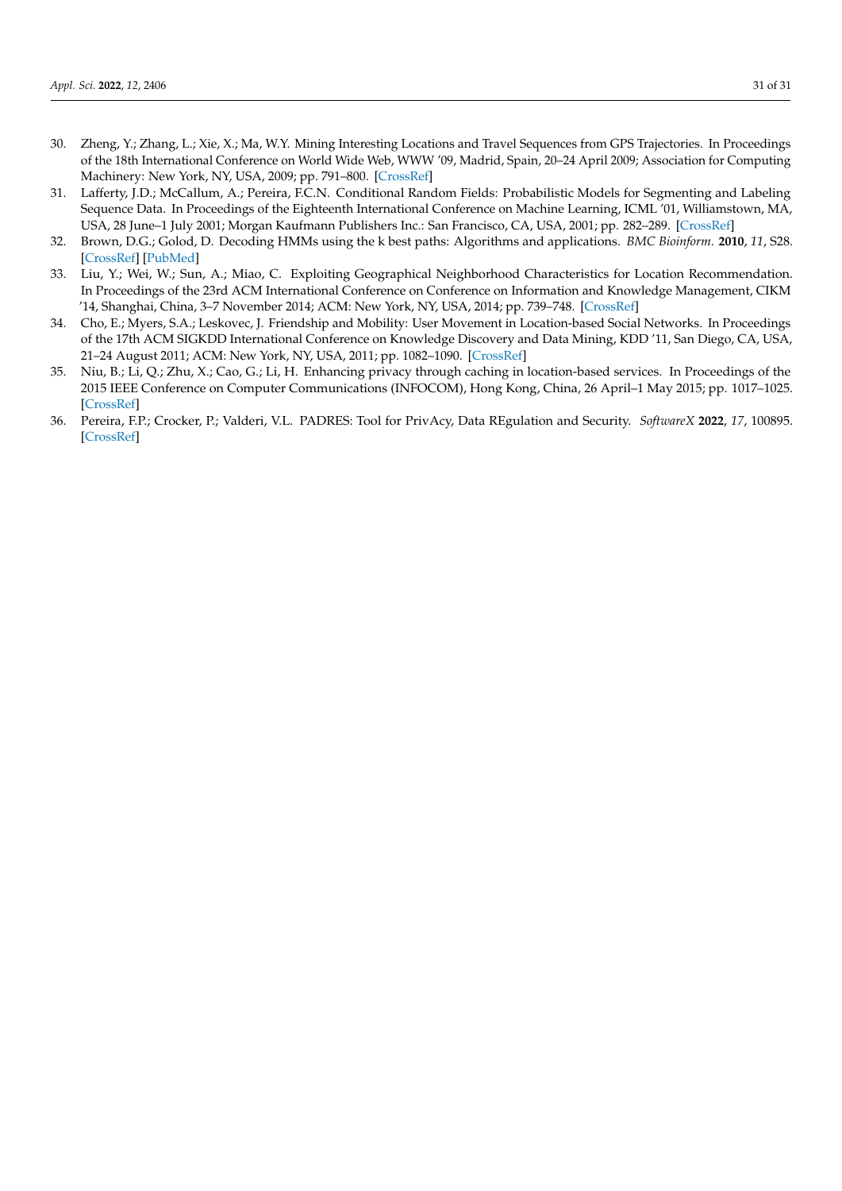30. Zheng, Y.; Zhang, L.; Xie, X.; Ma, W.Y. Mining Interesting Locations and Travel Sequences from GPS Trajectories. In Proceedings of the 18th International Conference on World Wide Web, WWW '09, Madrid, Spain, 20–24 April 2009; Association for Computing Machinery: New York, NY, USA, 2009; pp. 791–800. [CrossRef]
31. Lafferty, J.D.; McCallum, A.; Pereira, F.C.N. Conditional Random Fields: Probabilistic Models for Segmenting and Labeling Sequence Data. In Proceedings of the Eighteenth International Conference on Machine Learning, ICML '01, Williamstown, MA, USA, 28 June–1 July 2001; Morgan Kaufmann Publishers Inc.: San Francisco, CA, USA, 2001; pp. 282–289. [CrossRef]
32. Brown, D.G.; Golod, D. Decoding HMMs using the k best paths: Algorithms and applications. *BMC Bioinform.* **2010**, *11*, S28. [CrossRef] [PubMed]
33. Liu, Y.; Wei, W.; Sun, A.; Miao, C. Exploiting Geographical Neighborhood Characteristics for Location Recommendation. In Proceedings of the 23rd ACM International Conference on Conference on Information and Knowledge Management, CIKM '14, Shanghai, China, 3–7 November 2014; ACM: New York, NY, USA, 2014; pp. 739–748. [CrossRef]
34. Cho, E.; Myers, S.A.; Leskovec, J. Friendship and Mobility: User Movement in Location-based Social Networks. In Proceedings of the 17th ACM SIGKDD International Conference on Knowledge Discovery and Data Mining, KDD '11, San Diego, CA, USA, 21–24 August 2011; ACM: New York, NY, USA, 2011; pp. 1082–1090. [CrossRef]
35. Niu, B.; Li, Q.; Zhu, X.; Cao, G.; Li, H. Enhancing privacy through caching in location-based services. In Proceedings of the 2015 IEEE Conference on Computer Communications (INFOCOM), Hong Kong, China, 26 April–1 May 2015; pp. 1017–1025. [CrossRef]
36. Pereira, F.P.; Crocker, P.; Valderi, V.L. PADRES: Tool for PrivAcy, Data REgulation and Security. *SoftwareX* **2022**, *17*, 100895. [CrossRef]